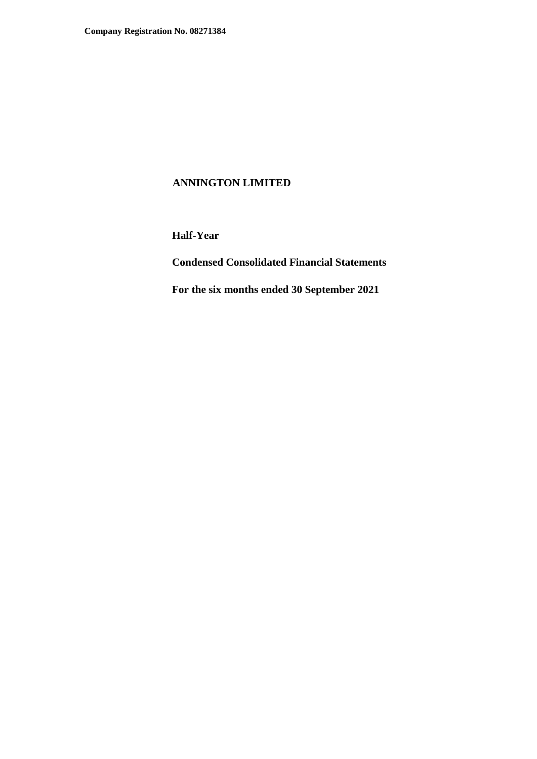**Company Registration No. 08271384**

# ANNINGTON LIMITED

**Half-Year**

**Condensed Consolidated Financial Statements**

**For the six months ended 30 September 2021**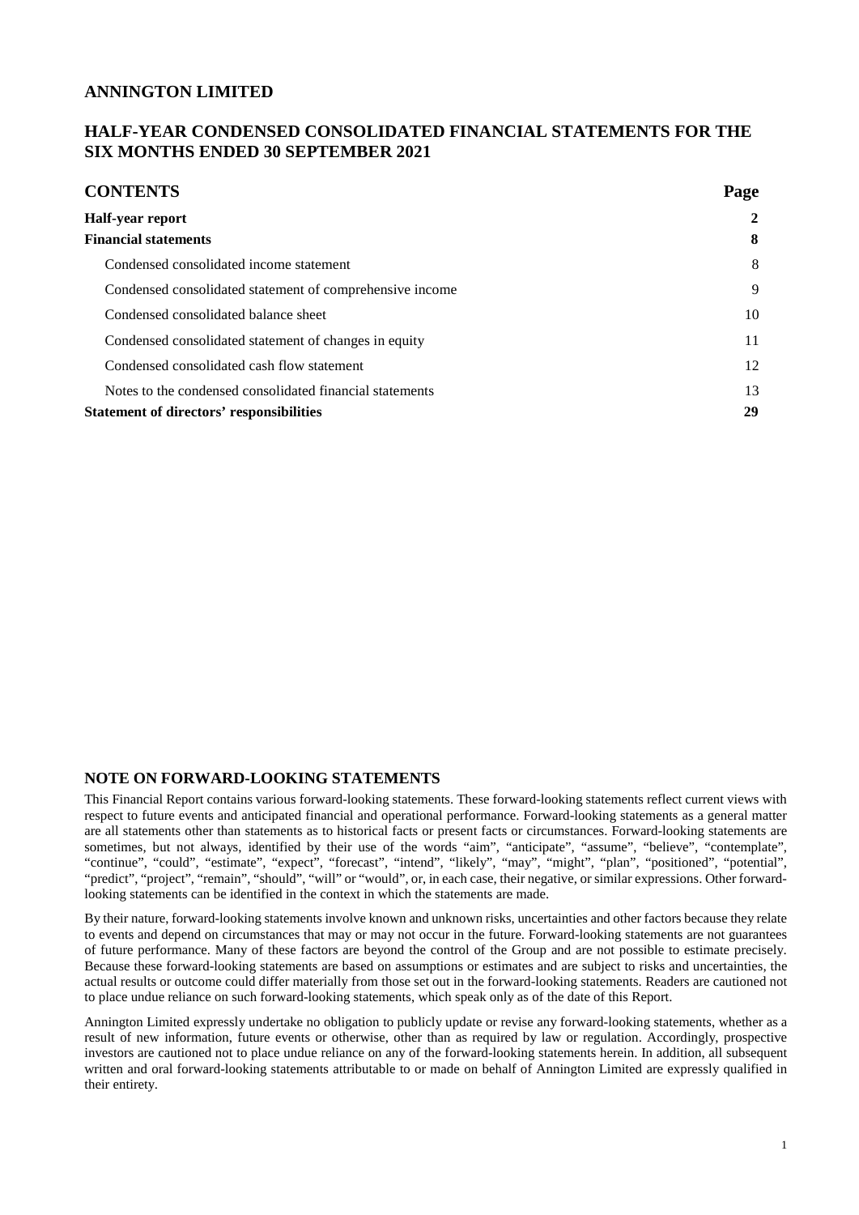# ANNINGTON LIMITED

## HALF-YEAR CONDENSED CONSOLIDATED FINANCIAL STATEMENTS FOR THE SIX MONTHS ENDED 30 SEPTEMBER 2021

| CONTENTS | Page |
| --- | --- |
| **Half-year report** | **2** |
| **Financial statements** | **8** |
| Condensed consolidated income statement | 8 |
| Condensed consolidated statement of comprehensive income | 9 |
| Condensed consolidated balance sheet | 10 |
| Condensed consolidated statement of changes in equity | 11 |
| Condensed consolidated cash flow statement | 12 |
| Notes to the condensed consolidated financial statements | 13 |
| **Statement of directors' responsibilities** | **29** |

### NOTE ON FORWARD-LOOKING STATEMENTS

This Financial Report contains various forward-looking statements. These forward-looking statements reflect current views with respect to future events and anticipated financial and operational performance. Forward-looking statements as a general matter are all statements other than statements as to historical facts or present facts or circumstances. Forward-looking statements are sometimes, but not always, identified by their use of the words "aim", "anticipate", "assume", "believe", "contemplate", "continue", "could", "estimate", "expect", "forecast", "intend", "likely", "may", "might", "plan", "positioned", "potential", "predict", "project", "remain", "should", "will" or "would", or, in each case, their negative, or similar expressions. Other forward-looking statements can be identified in the context in which the statements are made.

By their nature, forward-looking statements involve known and unknown risks, uncertainties and other factors because they relate to events and depend on circumstances that may or may not occur in the future. Forward-looking statements are not guarantees of future performance. Many of these factors are beyond the control of the Group and are not possible to estimate precisely. Because these forward-looking statements are based on assumptions or estimates and are subject to risks and uncertainties, the actual results or outcome could differ materially from those set out in the forward-looking statements. Readers are cautioned not to place undue reliance on such forward-looking statements, which speak only as of the date of this Report.

Annington Limited expressly undertake no obligation to publicly update or revise any forward-looking statements, whether as a result of new information, future events or otherwise, other than as required by law or regulation. Accordingly, prospective investors are cautioned not to place undue reliance on any of the forward-looking statements herein. In addition, all subsequent written and oral forward-looking statements attributable to or made on behalf of Annington Limited are expressly qualified in their entirety.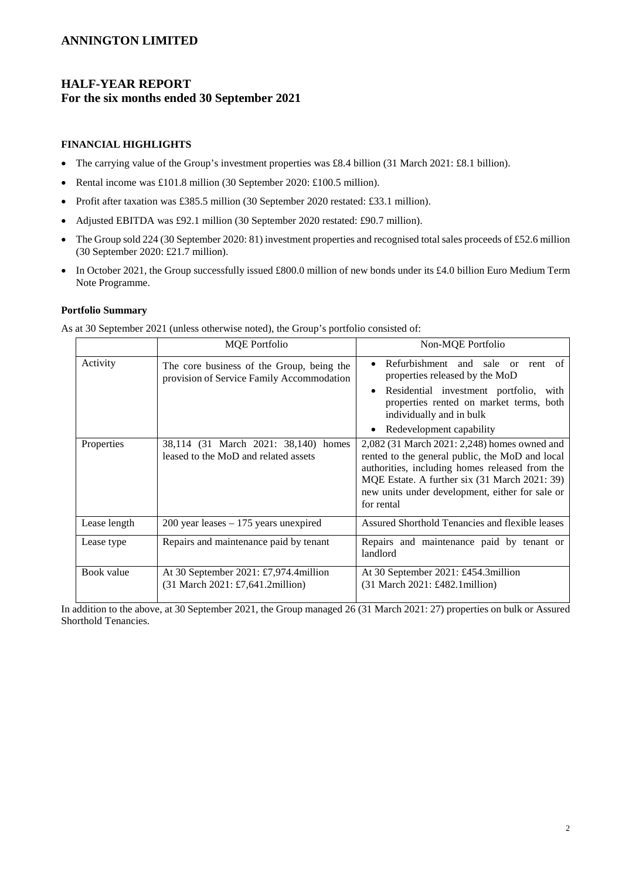# ANNINGTON LIMITED

## HALF-YEAR REPORT
**For the six months ended 30 September 2021**

### FINANCIAL HIGHLIGHTS

- The carrying value of the Group's investment properties was £8.4 billion (31 March 2021: £8.1 billion).
- Rental income was £101.8 million (30 September 2020: £100.5 million).
- Profit after taxation was £385.5 million (30 September 2020 restated: £33.1 million).
- Adjusted EBITDA was £92.1 million (30 September 2020 restated: £90.7 million).
- The Group sold 224 (30 September 2020: 81) investment properties and recognised total sales proceeds of £52.6 million (30 September 2020: £21.7 million).
- In October 2021, the Group successfully issued £800.0 million of new bonds under its £4.0 billion Euro Medium Term Note Programme.

#### Portfolio Summary

As at 30 September 2021 (unless otherwise noted), the Group's portfolio consisted of:

| | MQE Portfolio | Non-MQE Portfolio |
|---|---|---|
| Activity | The core business of the Group, being the provision of Service Family Accommodation | • Refurbishment and sale or rent of properties released by the MoD<br>• Residential investment portfolio, with properties rented on market terms, both individually and in bulk<br>• Redevelopment capability |
| Properties | 38,114 (31 March 2021: 38,140) homes leased to the MoD and related assets | 2,082 (31 March 2021: 2,248) homes owned and rented to the general public, the MoD and local authorities, including homes released from the MQE Estate. A further six (31 March 2021: 39) new units under development, either for sale or for rental |
| Lease length | 200 year leases – 175 years unexpired | Assured Shorthold Tenancies and flexible leases |
| Lease type | Repairs and maintenance paid by tenant | Repairs and maintenance paid by tenant or landlord |
| Book value | At 30 September 2021: £7,974.4million<br>(31 March 2021: £7,641.2million) | At 30 September 2021: £454.3million<br>(31 March 2021: £482.1million) |

In addition to the above, at 30 September 2021, the Group managed 26 (31 March 2021: 27) properties on bulk or Assured Shorthold Tenancies.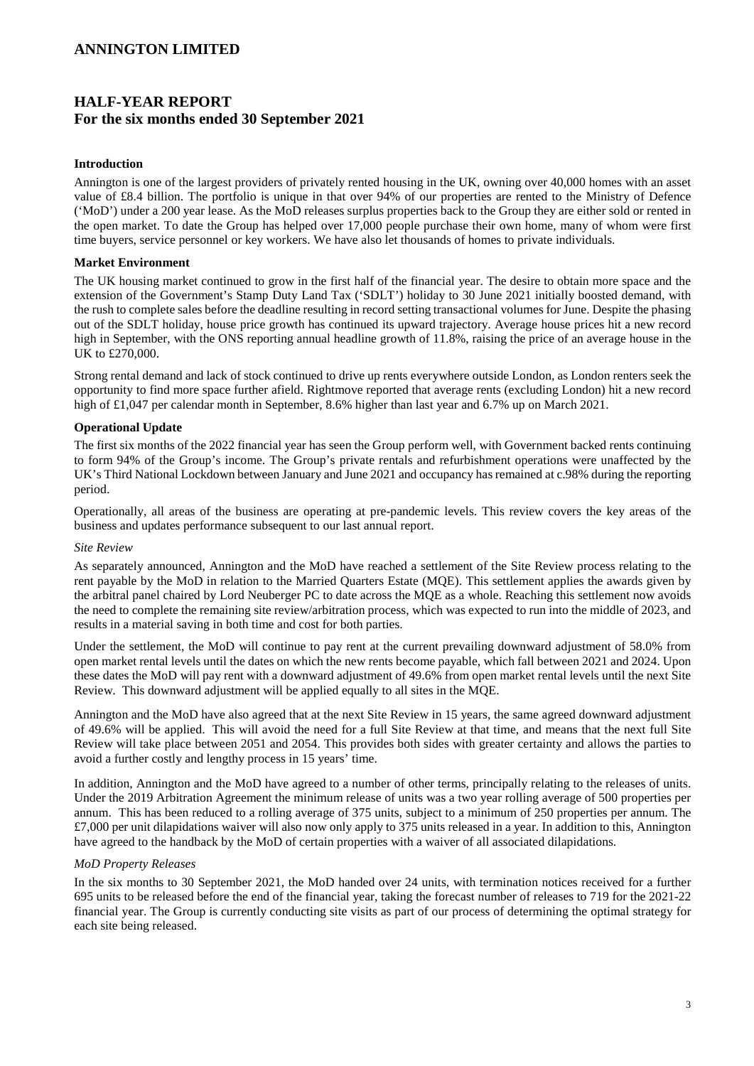# ANNINGTON LIMITED

## HALF-YEAR REPORT
## For the six months ended 30 September 2021

### Introduction

Annington is one of the largest providers of privately rented housing in the UK, owning over 40,000 homes with an asset value of £8.4 billion. The portfolio is unique in that over 94% of our properties are rented to the Ministry of Defence ('MoD') under a 200 year lease. As the MoD releases surplus properties back to the Group they are either sold or rented in the open market. To date the Group has helped over 17,000 people purchase their own home, many of whom were first time buyers, service personnel or key workers. We have also let thousands of homes to private individuals.

### Market Environment

The UK housing market continued to grow in the first half of the financial year. The desire to obtain more space and the extension of the Government's Stamp Duty Land Tax ('SDLT') holiday to 30 June 2021 initially boosted demand, with the rush to complete sales before the deadline resulting in record setting transactional volumes for June. Despite the phasing out of the SDLT holiday, house price growth has continued its upward trajectory. Average house prices hit a new record high in September, with the ONS reporting annual headline growth of 11.8%, raising the price of an average house in the UK to £270,000.

Strong rental demand and lack of stock continued to drive up rents everywhere outside London, as London renters seek the opportunity to find more space further afield. Rightmove reported that average rents (excluding London) hit a new record high of £1,047 per calendar month in September, 8.6% higher than last year and 6.7% up on March 2021.

### Operational Update

The first six months of the 2022 financial year has seen the Group perform well, with Government backed rents continuing to form 94% of the Group's income. The Group's private rentals and refurbishment operations were unaffected by the UK's Third National Lockdown between January and June 2021 and occupancy has remained at c.98% during the reporting period.

Operationally, all areas of the business are operating at pre-pandemic levels. This review covers the key areas of the business and updates performance subsequent to our last annual report.

*Site Review*

As separately announced, Annington and the MoD have reached a settlement of the Site Review process relating to the rent payable by the MoD in relation to the Married Quarters Estate (MQE). This settlement applies the awards given by the arbitral panel chaired by Lord Neuberger PC to date across the MQE as a whole. Reaching this settlement now avoids the need to complete the remaining site review/arbitration process, which was expected to run into the middle of 2023, and results in a material saving in both time and cost for both parties.

Under the settlement, the MoD will continue to pay rent at the current prevailing downward adjustment of 58.0% from open market rental levels until the dates on which the new rents become payable, which fall between 2021 and 2024. Upon these dates the MoD will pay rent with a downward adjustment of 49.6% from open market rental levels until the next Site Review. This downward adjustment will be applied equally to all sites in the MQE.

Annington and the MoD have also agreed that at the next Site Review in 15 years, the same agreed downward adjustment of 49.6% will be applied. This will avoid the need for a full Site Review at that time, and means that the next full Site Review will take place between 2051 and 2054. This provides both sides with greater certainty and allows the parties to avoid a further costly and lengthy process in 15 years' time.

In addition, Annington and the MoD have agreed to a number of other terms, principally relating to the releases of units. Under the 2019 Arbitration Agreement the minimum release of units was a two year rolling average of 500 properties per annum. This has been reduced to a rolling average of 375 units, subject to a minimum of 250 properties per annum. The £7,000 per unit dilapidations waiver will also now only apply to 375 units released in a year. In addition to this, Annington have agreed to the handback by the MoD of certain properties with a waiver of all associated dilapidations.

*MoD Property Releases*

In the six months to 30 September 2021, the MoD handed over 24 units, with termination notices received for a further 695 units to be released before the end of the financial year, taking the forecast number of releases to 719 for the 2021-22 financial year. The Group is currently conducting site visits as part of our process of determining the optimal strategy for each site being released.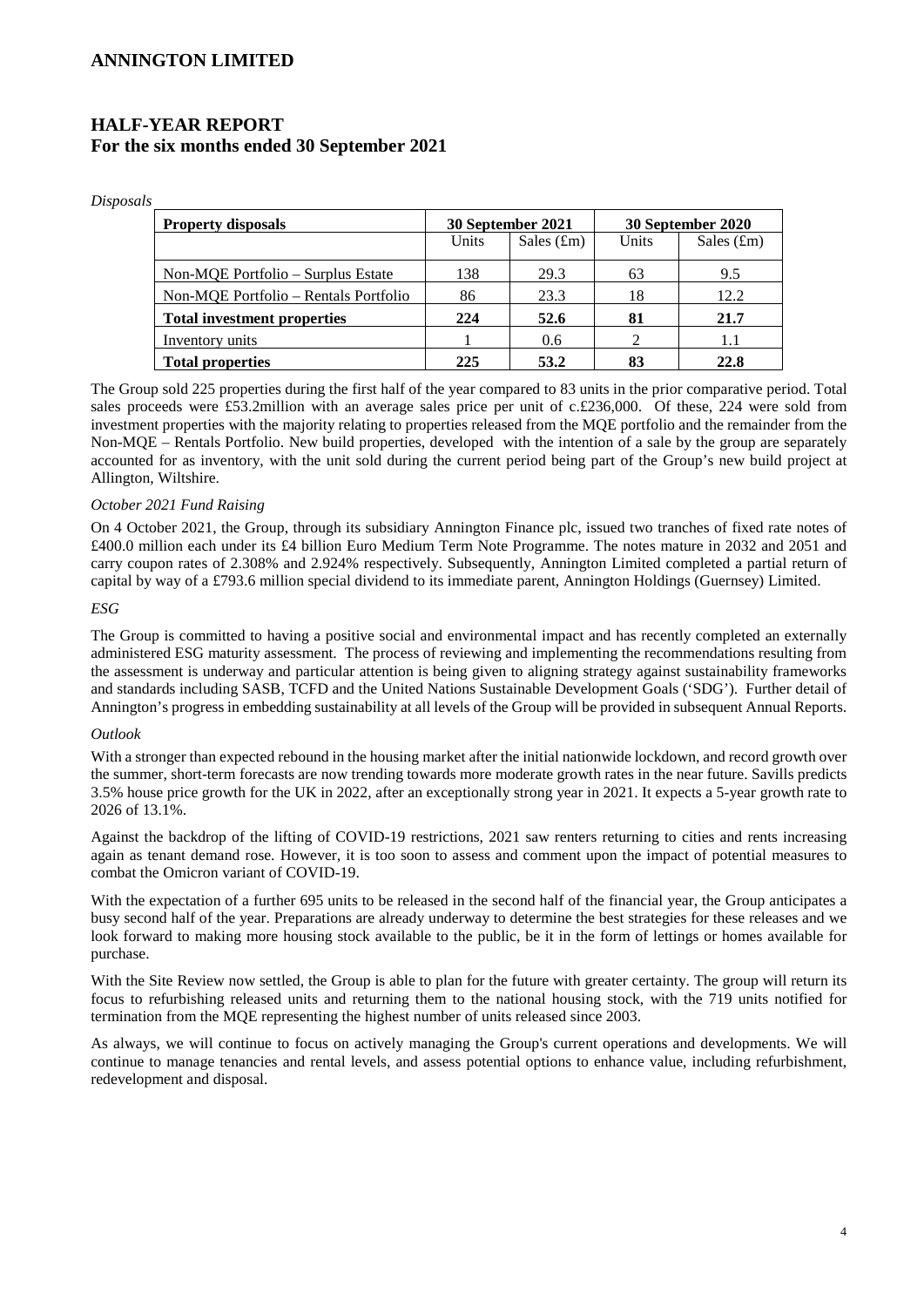## HALF-YEAR REPORT
**For the six months ended 30 September 2021**

*Disposals*

| **Property disposals** | **30 September 2021** | | **30 September 2020** | |
|---|---|---|---|---|
| | Units | Sales (£m) | Units | Sales (£m) |
| Non-MQE Portfolio – Surplus Estate | 138 | 29.3 | 63 | 9.5 |
| Non-MQE Portfolio – Rentals Portfolio | 86 | 23.3 | 18 | 12.2 |
| **Total investment properties** | **224** | **52.6** | **81** | **21.7** |
| Inventory units | 1 | 0.6 | 2 | 1.1 |
| **Total properties** | **225** | **53.2** | **83** | **22.8** |

The Group sold 225 properties during the first half of the year compared to 83 units in the prior comparative period. Total sales proceeds were £53.2million with an average sales price per unit of c.£236,000. Of these, 224 were sold from investment properties with the majority relating to properties released from the MQE portfolio and the remainder from the Non-MQE – Rentals Portfolio. New build properties, developed with the intention of a sale by the group are separately accounted for as inventory, with the unit sold during the current period being part of the Group's new build project at Allington, Wiltshire.

*October 2021 Fund Raising*

On 4 October 2021, the Group, through its subsidiary Annington Finance plc, issued two tranches of fixed rate notes of £400.0 million each under its £4 billion Euro Medium Term Note Programme. The notes mature in 2032 and 2051 and carry coupon rates of 2.308% and 2.924% respectively. Subsequently, Annington Limited completed a partial return of capital by way of a £793.6 million special dividend to its immediate parent, Annington Holdings (Guernsey) Limited.

*ESG*

The Group is committed to having a positive social and environmental impact and has recently completed an externally administered ESG maturity assessment. The process of reviewing and implementing the recommendations resulting from the assessment is underway and particular attention is being given to aligning strategy against sustainability frameworks and standards including SASB, TCFD and the United Nations Sustainable Development Goals ('SDG'). Further detail of Annington's progress in embedding sustainability at all levels of the Group will be provided in subsequent Annual Reports.

*Outlook*

With a stronger than expected rebound in the housing market after the initial nationwide lockdown, and record growth over the summer, short-term forecasts are now trending towards more moderate growth rates in the near future. Savills predicts 3.5% house price growth for the UK in 2022, after an exceptionally strong year in 2021. It expects a 5-year growth rate to 2026 of 13.1%.

Against the backdrop of the lifting of COVID-19 restrictions, 2021 saw renters returning to cities and rents increasing again as tenant demand rose. However, it is too soon to assess and comment upon the impact of potential measures to combat the Omicron variant of COVID-19.

With the expectation of a further 695 units to be released in the second half of the financial year, the Group anticipates a busy second half of the year. Preparations are already underway to determine the best strategies for these releases and we look forward to making more housing stock available to the public, be it in the form of lettings or homes available for purchase.

With the Site Review now settled, the Group is able to plan for the future with greater certainty. The group will return its focus to refurbishing released units and returning them to the national housing stock, with the 719 units notified for termination from the MQE representing the highest number of units released since 2003.

As always, we will continue to focus on actively managing the Group's current operations and developments. We will continue to manage tenancies and rental levels, and assess potential options to enhance value, including refurbishment, redevelopment and disposal.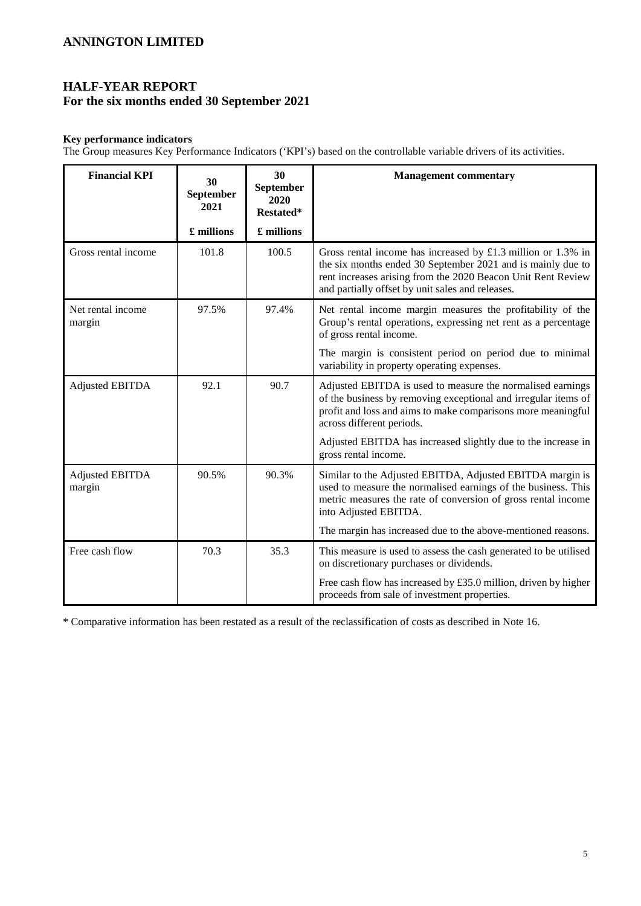# ANNINGTON LIMITED

## HALF-YEAR REPORT
## For the six months ended 30 September 2021

**Key performance indicators**

The Group measures Key Performance Indicators ('KPI's) based on the controllable variable drivers of its activities.

| Financial KPI | 30 September 2021 | 30 September 2020 Restated* | Management commentary |
|---|---|---|---|
| | £ millions | £ millions | |
| Gross rental income | 101.8 | 100.5 | Gross rental income has increased by £1.3 million or 1.3% in the six months ended 30 September 2021 and is mainly due to rent increases arising from the 2020 Beacon Unit Rent Review and partially offset by unit sales and releases. |
| Net rental income margin | 97.5% | 97.4% | Net rental income margin measures the profitability of the Group's rental operations, expressing net rent as a percentage of gross rental income.<br><br>The margin is consistent period on period due to minimal variability in property operating expenses. |
| Adjusted EBITDA | 92.1 | 90.7 | Adjusted EBITDA is used to measure the normalised earnings of the business by removing exceptional and irregular items of profit and loss and aims to make comparisons more meaningful across different periods.<br><br>Adjusted EBITDA has increased slightly due to the increase in gross rental income. |
| Adjusted EBITDA margin | 90.5% | 90.3% | Similar to the Adjusted EBITDA, Adjusted EBITDA margin is used to measure the normalised earnings of the business. This metric measures the rate of conversion of gross rental income into Adjusted EBITDA.<br><br>The margin has increased due to the above-mentioned reasons. |
| Free cash flow | 70.3 | 35.3 | This measure is used to assess the cash generated to be utilised on discretionary purchases or dividends.<br><br>Free cash flow has increased by £35.0 million, driven by higher proceeds from sale of investment properties. |

\* Comparative information has been restated as a result of the reclassification of costs as described in Note 16.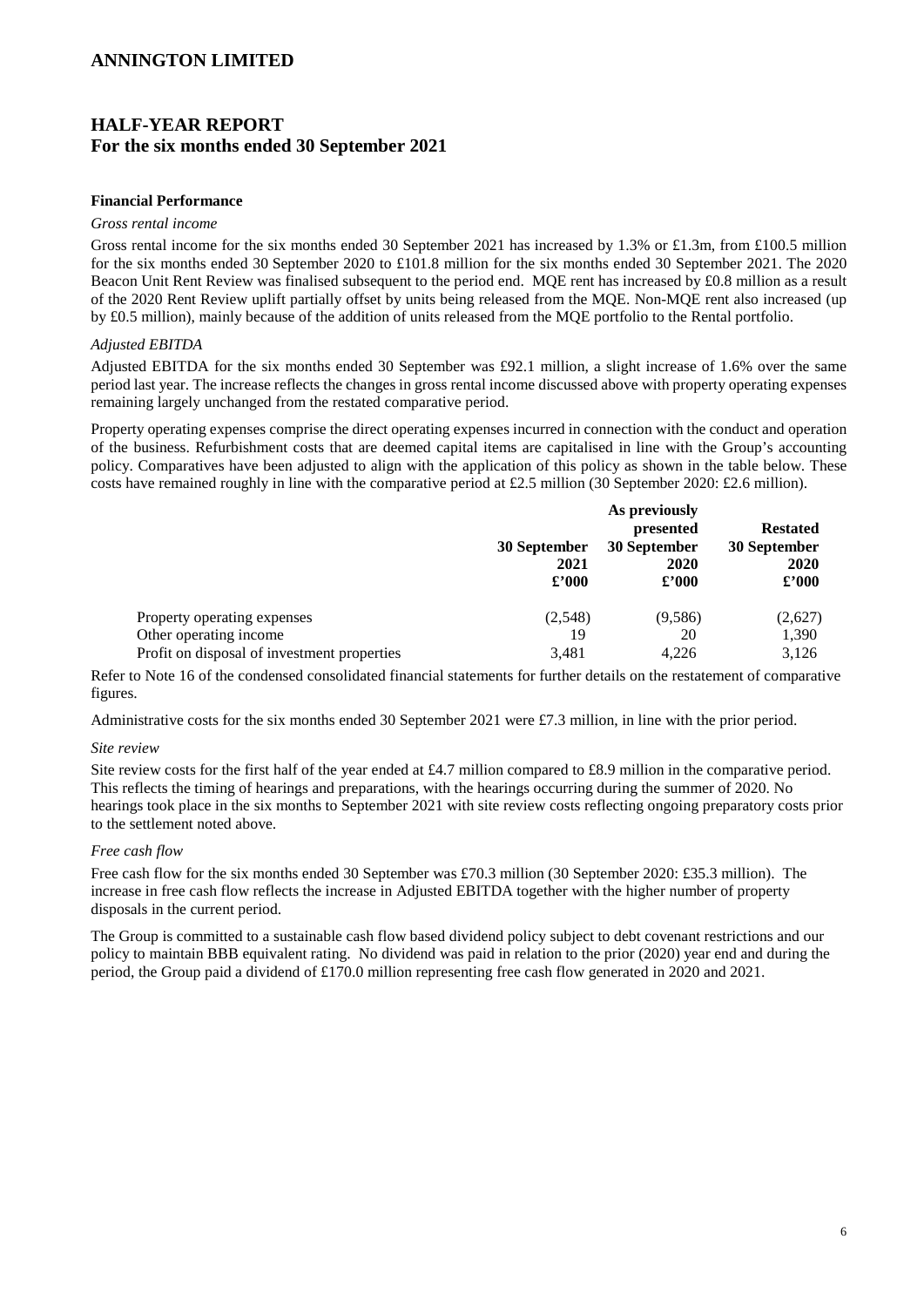# ANNINGTON LIMITED

## HALF-YEAR REPORT
**For the six months ended 30 September 2021**

**Financial Performance**

*Gross rental income*

Gross rental income for the six months ended 30 September 2021 has increased by 1.3% or £1.3m, from £100.5 million for the six months ended 30 September 2020 to £101.8 million for the six months ended 30 September 2021. The 2020 Beacon Unit Rent Review was finalised subsequent to the period end. MQE rent has increased by £0.8 million as a result of the 2020 Rent Review uplift partially offset by units being released from the MQE. Non-MQE rent also increased (up by £0.5 million), mainly because of the addition of units released from the MQE portfolio to the Rental portfolio.

*Adjusted EBITDA*

Adjusted EBITDA for the six months ended 30 September was £92.1 million, a slight increase of 1.6% over the same period last year. The increase reflects the changes in gross rental income discussed above with property operating expenses remaining largely unchanged from the restated comparative period.

Property operating expenses comprise the direct operating expenses incurred in connection with the conduct and operation of the business. Refurbishment costs that are deemed capital items are capitalised in line with the Group's accounting policy. Comparatives have been adjusted to align with the application of this policy as shown in the table below. These costs have remained roughly in line with the comparative period at £2.5 million (30 September 2020: £2.6 million).

| | 30 September 2021 £'000 | As previously presented 30 September 2020 £'000 | Restated 30 September 2020 £'000 |
|---|---|---|---|
| Property operating expenses | (2,548) | (9,586) | (2,627) |
| Other operating income | 19 | 20 | 1,390 |
| Profit on disposal of investment properties | 3,481 | 4,226 | 3,126 |

Refer to Note 16 of the condensed consolidated financial statements for further details on the restatement of comparative figures.

Administrative costs for the six months ended 30 September 2021 were £7.3 million, in line with the prior period.

*Site review*

Site review costs for the first half of the year ended at £4.7 million compared to £8.9 million in the comparative period. This reflects the timing of hearings and preparations, with the hearings occurring during the summer of 2020. No hearings took place in the six months to September 2021 with site review costs reflecting ongoing preparatory costs prior to the settlement noted above.

*Free cash flow*

Free cash flow for the six months ended 30 September was £70.3 million (30 September 2020: £35.3 million). The increase in free cash flow reflects the increase in Adjusted EBITDA together with the higher number of property disposals in the current period.

The Group is committed to a sustainable cash flow based dividend policy subject to debt covenant restrictions and our policy to maintain BBB equivalent rating. No dividend was paid in relation to the prior (2020) year end and during the period, the Group paid a dividend of £170.0 million representing free cash flow generated in 2020 and 2021.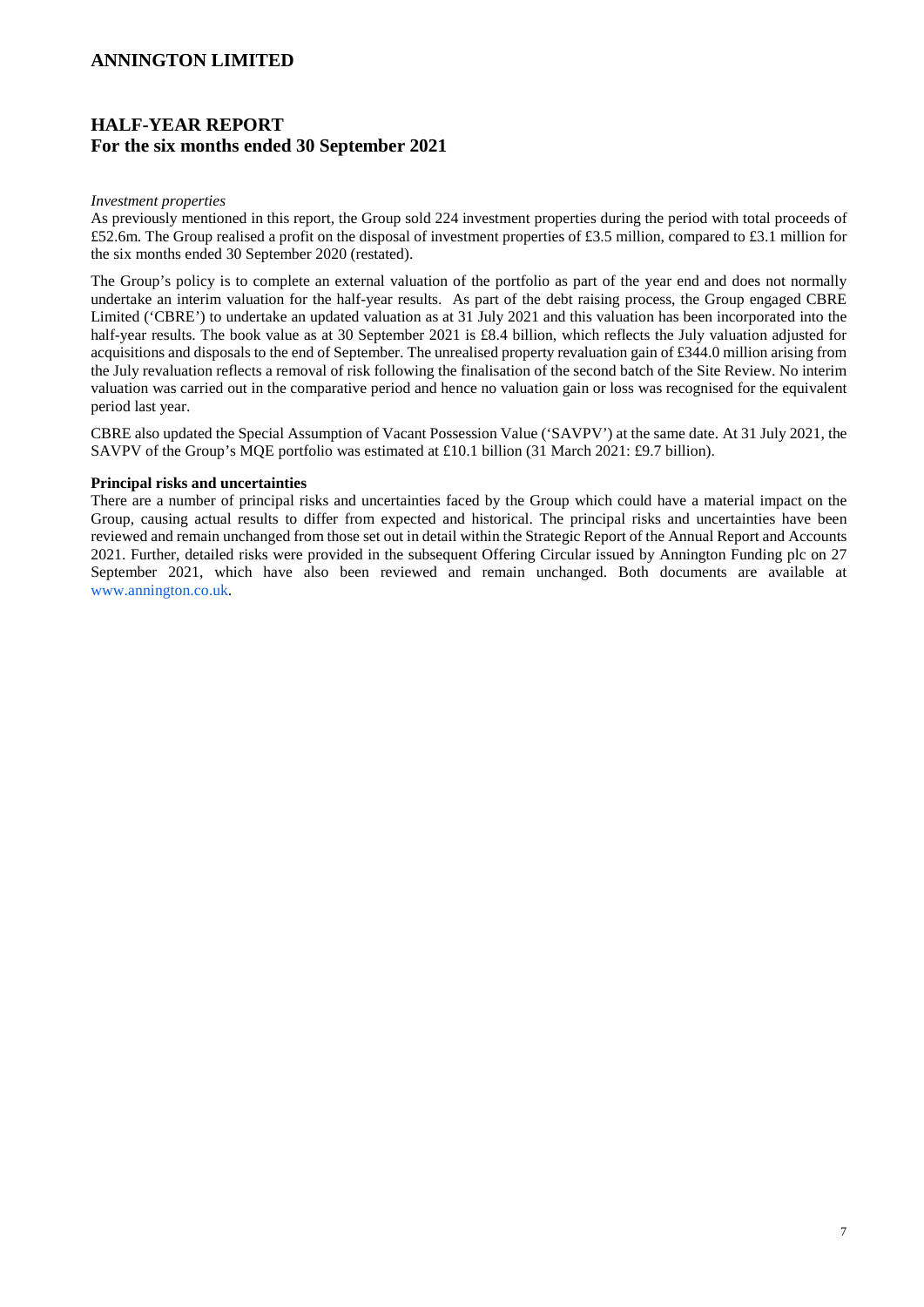*Investment properties*

As previously mentioned in this report, the Group sold 224 investment properties during the period with total proceeds of £52.6m. The Group realised a profit on the disposal of investment properties of £3.5 million, compared to £3.1 million for the six months ended 30 September 2020 (restated).

The Group's policy is to complete an external valuation of the portfolio as part of the year end and does not normally undertake an interim valuation for the half-year results. As part of the debt raising process, the Group engaged CBRE Limited ('CBRE') to undertake an updated valuation as at 31 July 2021 and this valuation has been incorporated into the half-year results. The book value as at 30 September 2021 is £8.4 billion, which reflects the July valuation adjusted for acquisitions and disposals to the end of September. The unrealised property revaluation gain of £344.0 million arising from the July revaluation reflects a removal of risk following the finalisation of the second batch of the Site Review. No interim valuation was carried out in the comparative period and hence no valuation gain or loss was recognised for the equivalent period last year.

CBRE also updated the Special Assumption of Vacant Possession Value ('SAVPV') at the same date. At 31 July 2021, the SAVPV of the Group's MQE portfolio was estimated at £10.1 billion (31 March 2021: £9.7 billion).

**Principal risks and uncertainties**

There are a number of principal risks and uncertainties faced by the Group which could have a material impact on the Group, causing actual results to differ from expected and historical. The principal risks and uncertainties have been reviewed and remain unchanged from those set out in detail within the Strategic Report of the Annual Report and Accounts 2021. Further, detailed risks were provided in the subsequent Offering Circular issued by Annington Funding plc on 27 September 2021, which have also been reviewed and remain unchanged. Both documents are available at www.annington.co.uk.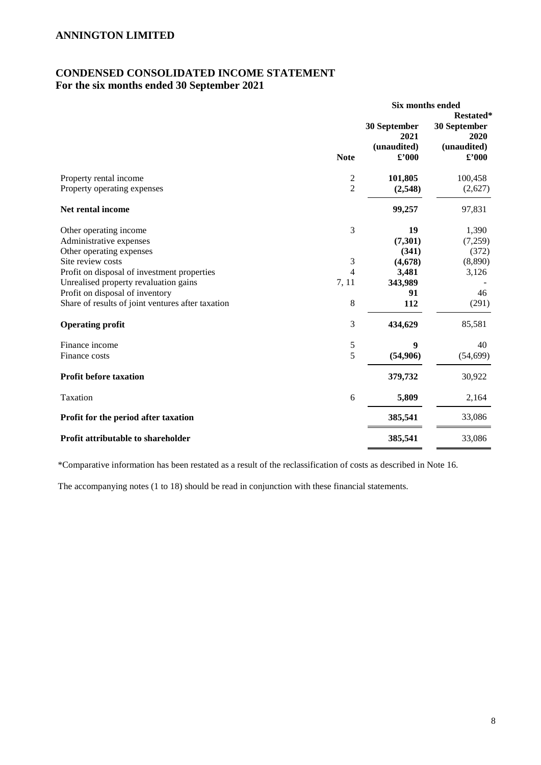# ANNINGTON LIMITED

## CONDENSED CONSOLIDATED INCOME STATEMENT
**For the six months ended 30 September 2021**

| | Note | Six months ended 30 September 2021 (unaudited) £'000 | Restated* 30 September 2020 (unaudited) £'000 |
|---|---|---|---|
| Property rental income | 2 | **101,805** | 100,458 |
| Property operating expenses | 2 | **(2,548)** | (2,627) |
| **Net rental income** | | **99,257** | 97,831 |
| Other operating income | 3 | **19** | 1,390 |
| Administrative expenses | | **(7,301)** | (7,259) |
| Other operating expenses | | **(341)** | (372) |
| Site review costs | 3 | **(4,678)** | (8,890) |
| Profit on disposal of investment properties | 4 | **3,481** | 3,126 |
| Unrealised property revaluation gains | 7, 11 | **343,989** | - |
| Profit on disposal of inventory | | **91** | 46 |
| Share of results of joint ventures after taxation | 8 | **112** | (291) |
| **Operating profit** | 3 | **434,629** | 85,581 |
| Finance income | 5 | **9** | 40 |
| Finance costs | 5 | **(54,906)** | (54,699) |
| **Profit before taxation** | | **379,732** | 30,922 |
| Taxation | 6 | **5,809** | 2,164 |
| **Profit for the period after taxation** | | **385,541** | 33,086 |
| **Profit attributable to shareholder** | | **385,541** | 33,086 |

*Comparative information has been restated as a result of the reclassification of costs as described in Note 16.

The accompanying notes (1 to 18) should be read in conjunction with these financial statements.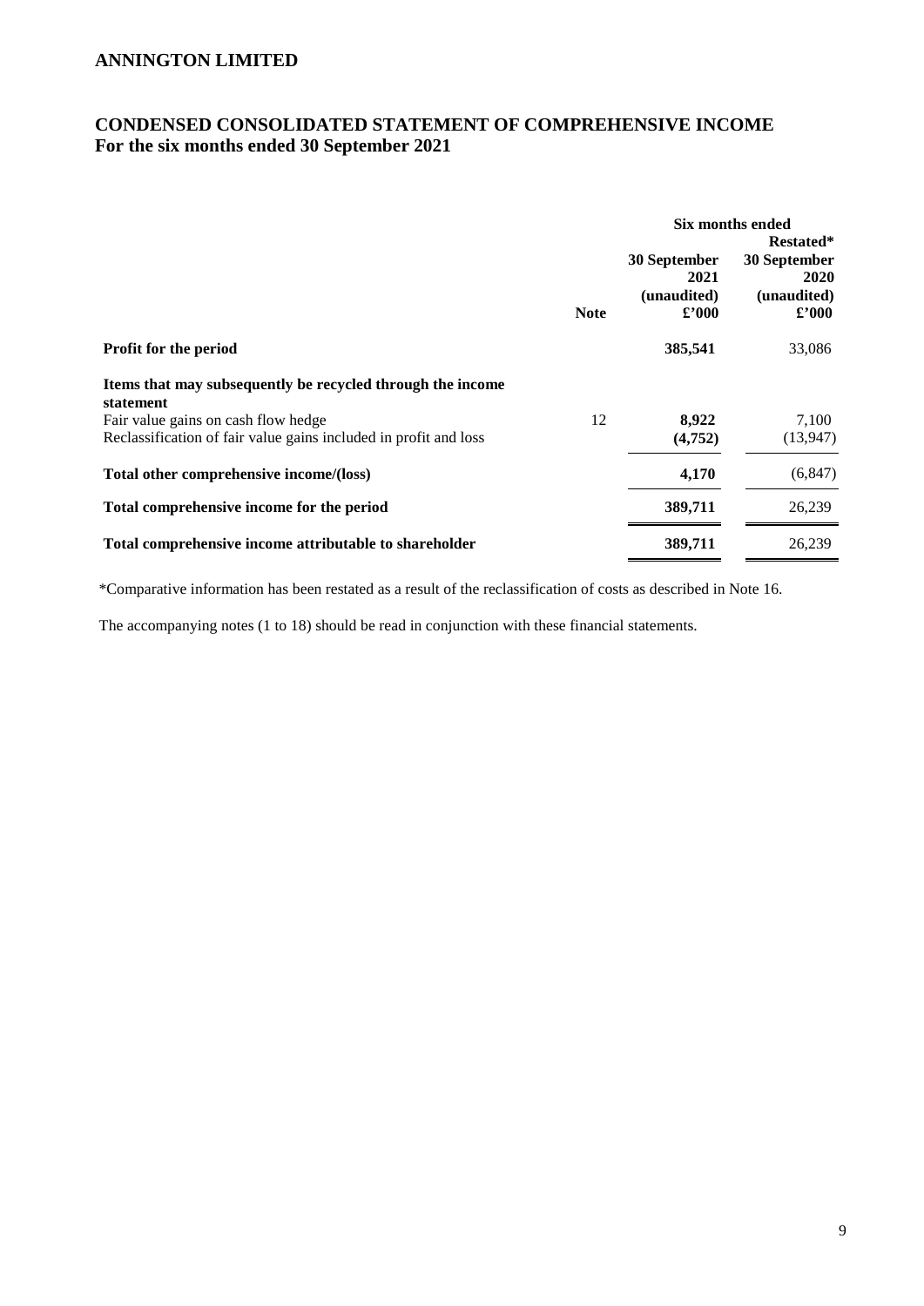# ANNINGTON LIMITED

## CONDENSED CONSOLIDATED STATEMENT OF COMPREHENSIVE INCOME
## For the six months ended 30 September 2021

| | Note | Six months ended 30 September 2021 (unaudited) £'000 | Restated* 30 September 2020 (unaudited) £'000 |
|---|---|---|---|
| **Profit for the period** | | **385,541** | 33,086 |
| **Items that may subsequently be recycled through the income statement** | | | |
| Fair value gains on cash flow hedge | 12 | **8,922** | 7,100 |
| Reclassification of fair value gains included in profit and loss | | **(4,752)** | (13,947) |
| **Total other comprehensive income/(loss)** | | **4,170** | (6,847) |
| **Total comprehensive income for the period** | | **389,711** | 26,239 |
| **Total comprehensive income attributable to shareholder** | | **389,711** | 26,239 |

*Comparative information has been restated as a result of the reclassification of costs as described in Note 16.

The accompanying notes (1 to 18) should be read in conjunction with these financial statements.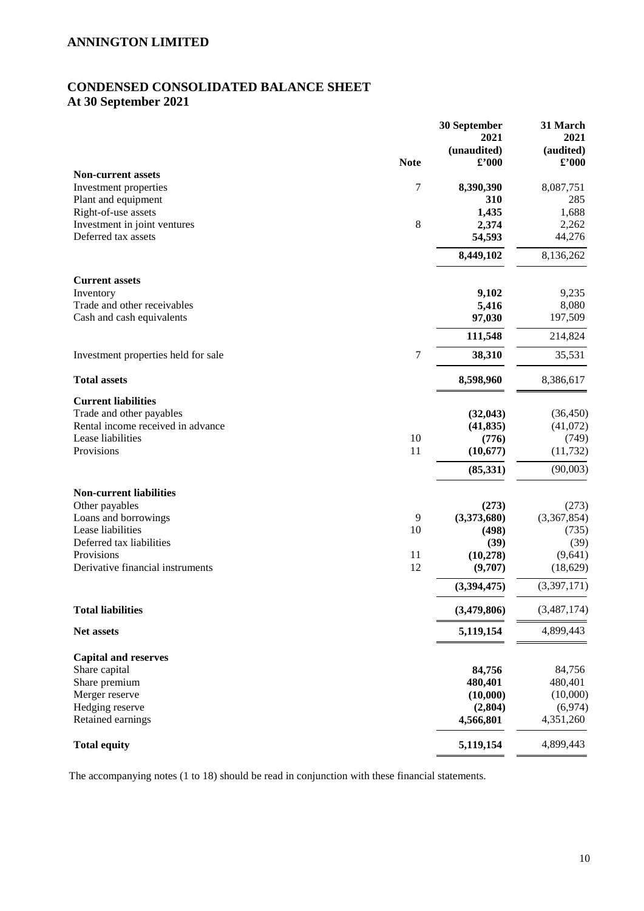# ANNINGTON LIMITED

## CONDENSED CONSOLIDATED BALANCE SHEET
## At 30 September 2021

| | Note | 30 September 2021 (unaudited) £'000 | 31 March 2021 (audited) £'000 |
|---|---|---|---|
| **Non-current assets** | | | |
| Investment properties | 7 | **8,390,390** | 8,087,751 |
| Plant and equipment | | **310** | 285 |
| Right-of-use assets | | **1,435** | 1,688 |
| Investment in joint ventures | 8 | **2,374** | 2,262 |
| Deferred tax assets | | **54,593** | 44,276 |
| | | **8,449,102** | 8,136,262 |
| **Current assets** | | | |
| Inventory | | **9,102** | 9,235 |
| Trade and other receivables | | **5,416** | 8,080 |
| Cash and cash equivalents | | **97,030** | 197,509 |
| | | **111,548** | 214,824 |
| Investment properties held for sale | 7 | **38,310** | 35,531 |
| **Total assets** | | **8,598,960** | 8,386,617 |
| **Current liabilities** | | | |
| Trade and other payables | | **(32,043)** | (36,450) |
| Rental income received in advance | | **(41,835)** | (41,072) |
| Lease liabilities | 10 | **(776)** | (749) |
| Provisions | 11 | **(10,677)** | (11,732) |
| | | **(85,331)** | (90,003) |
| **Non-current liabilities** | | | |
| Other payables | | **(273)** | (273) |
| Loans and borrowings | 9 | **(3,373,680)** | (3,367,854) |
| Lease liabilities | 10 | **(498)** | (735) |
| Deferred tax liabilities | | **(39)** | (39) |
| Provisions | 11 | **(10,278)** | (9,641) |
| Derivative financial instruments | 12 | **(9,707)** | (18,629) |
| | | **(3,394,475)** | (3,397,171) |
| **Total liabilities** | | **(3,479,806)** | (3,487,174) |
| **Net assets** | | **5,119,154** | 4,899,443 |
| **Capital and reserves** | | | |
| Share capital | | **84,756** | 84,756 |
| Share premium | | **480,401** | 480,401 |
| Merger reserve | | **(10,000)** | (10,000) |
| Hedging reserve | | **(2,804)** | (6,974) |
| Retained earnings | | **4,566,801** | 4,351,260 |
| **Total equity** | | **5,119,154** | 4,899,443 |

The accompanying notes (1 to 18) should be read in conjunction with these financial statements.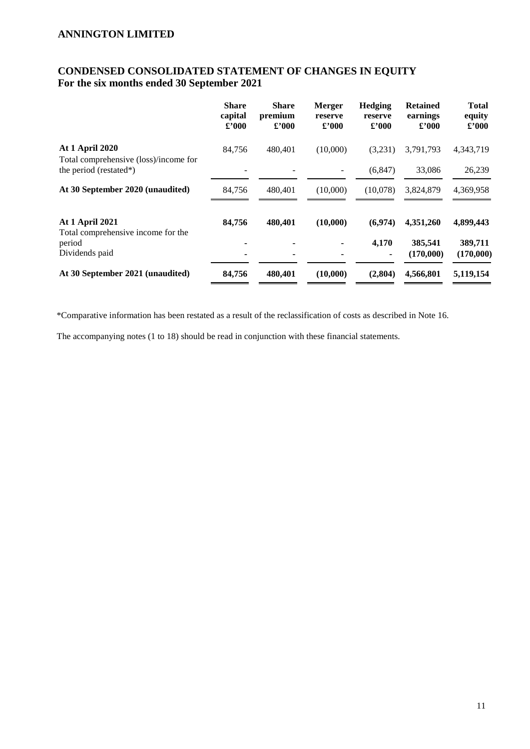# ANNINGTON LIMITED

## CONDENSED CONSOLIDATED STATEMENT OF CHANGES IN EQUITY
### For the six months ended 30 September 2021

| | Share capital £'000 | Share premium £'000 | Merger reserve £'000 | Hedging reserve £'000 | Retained earnings £'000 | Total equity £'000 |
|---|---|---|---|---|---|---|
| **At 1 April 2020** | 84,756 | 480,401 | (10,000) | (3,231) | 3,791,793 | 4,343,719 |
| Total comprehensive (loss)/income for the period (restated*) | - | - | - | (6,847) | 33,086 | 26,239 |
| **At 30 September 2020 (unaudited)** | 84,756 | 480,401 | (10,000) | (10,078) | 3,824,879 | 4,369,958 |
| | | | | | | |
| **At 1 April 2021** | **84,756** | **480,401** | **(10,000)** | **(6,974)** | **4,351,260** | **4,899,443** |
| Total comprehensive income for the period | **-** | **-** | **-** | **4,170** | **385,541** | **389,711** |
| Dividends paid | **-** | **-** | **-** | **-** | **(170,000)** | **(170,000)** |
| **At 30 September 2021 (unaudited)** | **84,756** | **480,401** | **(10,000)** | **(2,804)** | **4,566,801** | **5,119,154** |

*Comparative information has been restated as a result of the reclassification of costs as described in Note 16.

The accompanying notes (1 to 18) should be read in conjunction with these financial statements.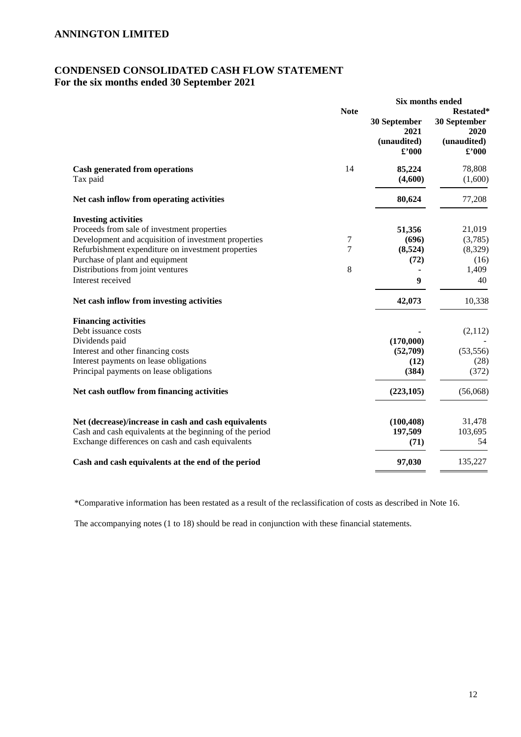## ANNINGTON LIMITED

## CONDENSED CONSOLIDATED CASH FLOW STATEMENT
### For the six months ended 30 September 2021

| | Note | Six months ended 30 September 2021 (unaudited) £'000 | Restated* 30 September 2020 (unaudited) £'000 |
|---|---|---|---|
| **Cash generated from operations** | 14 | **85,224** | 78,808 |
| Tax paid | | **(4,600)** | (1,600) |
| **Net cash inflow from operating activities** | | **80,624** | 77,208 |
| **Investing activities** | | | |
| Proceeds from sale of investment properties | | **51,356** | 21,019 |
| Development and acquisition of investment properties | 7 | **(696)** | (3,785) |
| Refurbishment expenditure on investment properties | 7 | **(8,524)** | (8,329) |
| Purchase of plant and equipment | | **(72)** | (16) |
| Distributions from joint ventures | 8 | **-** | 1,409 |
| Interest received | | **9** | 40 |
| **Net cash inflow from investing activities** | | **42,073** | 10,338 |
| **Financing activities** | | | |
| Debt issuance costs | | **-** | (2,112) |
| Dividends paid | | **(170,000)** | - |
| Interest and other financing costs | | **(52,709)** | (53,556) |
| Interest payments on lease obligations | | **(12)** | (28) |
| Principal payments on lease obligations | | **(384)** | (372) |
| **Net cash outflow from financing activities** | | **(223,105)** | (56,068) |
| **Net (decrease)/increase in cash and cash equivalents** | | **(100,408)** | 31,478 |
| Cash and cash equivalents at the beginning of the period | | **197,509** | 103,695 |
| Exchange differences on cash and cash equivalents | | **(71)** | 54 |
| **Cash and cash equivalents at the end of the period** | | **97,030** | 135,227 |

*Comparative information has been restated as a result of the reclassification of costs as described in Note 16.

The accompanying notes (1 to 18) should be read in conjunction with these financial statements.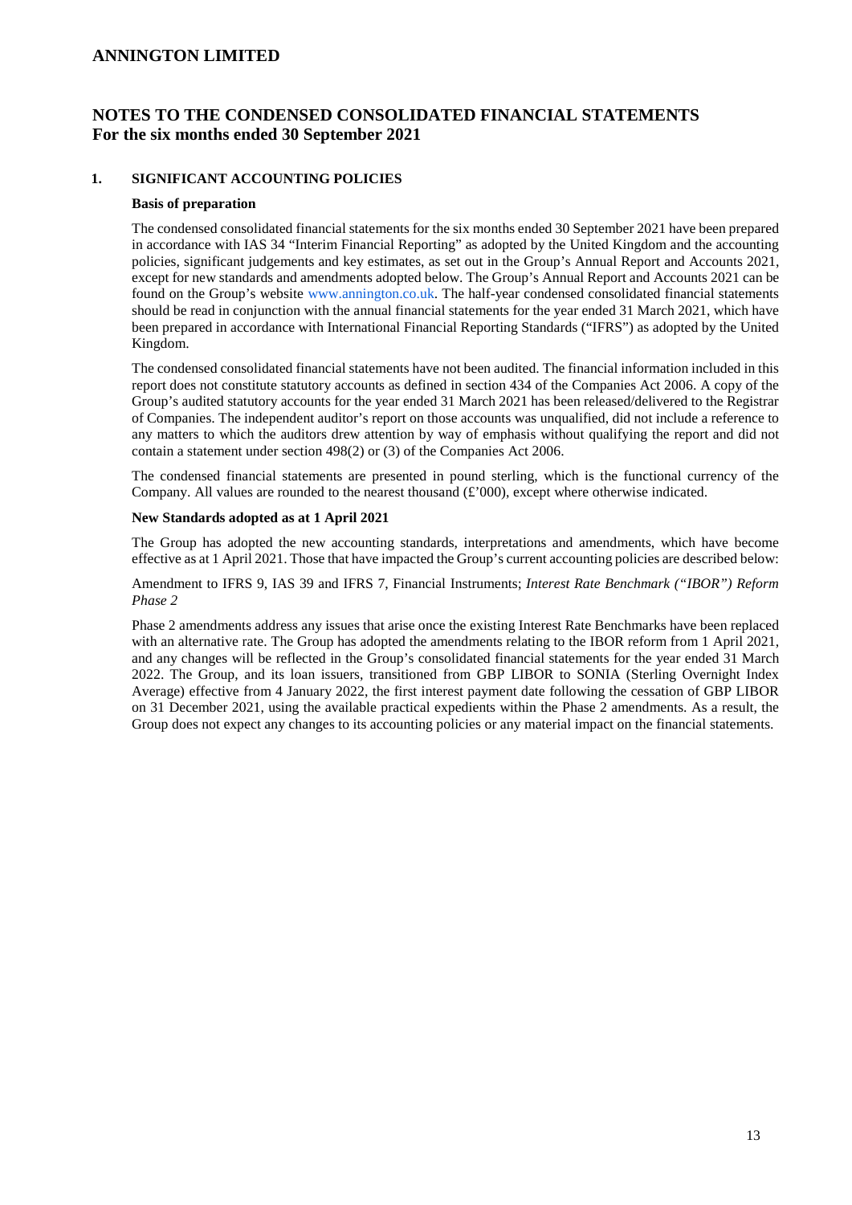## NOTES TO THE CONDENSED CONSOLIDATED FINANCIAL STATEMENTS
## For the six months ended 30 September 2021

### 1. SIGNIFICANT ACCOUNTING POLICIES

**Basis of preparation**

The condensed consolidated financial statements for the six months ended 30 September 2021 have been prepared in accordance with IAS 34 "Interim Financial Reporting" as adopted by the United Kingdom and the accounting policies, significant judgements and key estimates, as set out in the Group's Annual Report and Accounts 2021, except for new standards and amendments adopted below. The Group's Annual Report and Accounts 2021 can be found on the Group's website www.annington.co.uk. The half-year condensed consolidated financial statements should be read in conjunction with the annual financial statements for the year ended 31 March 2021, which have been prepared in accordance with International Financial Reporting Standards ("IFRS") as adopted by the United Kingdom.

The condensed consolidated financial statements have not been audited. The financial information included in this report does not constitute statutory accounts as defined in section 434 of the Companies Act 2006. A copy of the Group's audited statutory accounts for the year ended 31 March 2021 has been released/delivered to the Registrar of Companies. The independent auditor's report on those accounts was unqualified, did not include a reference to any matters to which the auditors drew attention by way of emphasis without qualifying the report and did not contain a statement under section 498(2) or (3) of the Companies Act 2006.

The condensed financial statements are presented in pound sterling, which is the functional currency of the Company. All values are rounded to the nearest thousand (£'000), except where otherwise indicated.

**New Standards adopted as at 1 April 2021**

The Group has adopted the new accounting standards, interpretations and amendments, which have become effective as at 1 April 2021. Those that have impacted the Group's current accounting policies are described below:

Amendment to IFRS 9, IAS 39 and IFRS 7, Financial Instruments; *Interest Rate Benchmark ("IBOR") Reform Phase 2*

Phase 2 amendments address any issues that arise once the existing Interest Rate Benchmarks have been replaced with an alternative rate. The Group has adopted the amendments relating to the IBOR reform from 1 April 2021, and any changes will be reflected in the Group's consolidated financial statements for the year ended 31 March 2022. The Group, and its loan issuers, transitioned from GBP LIBOR to SONIA (Sterling Overnight Index Average) effective from 4 January 2022, the first interest payment date following the cessation of GBP LIBOR on 31 December 2021, using the available practical expedients within the Phase 2 amendments. As a result, the Group does not expect any changes to its accounting policies or any material impact on the financial statements.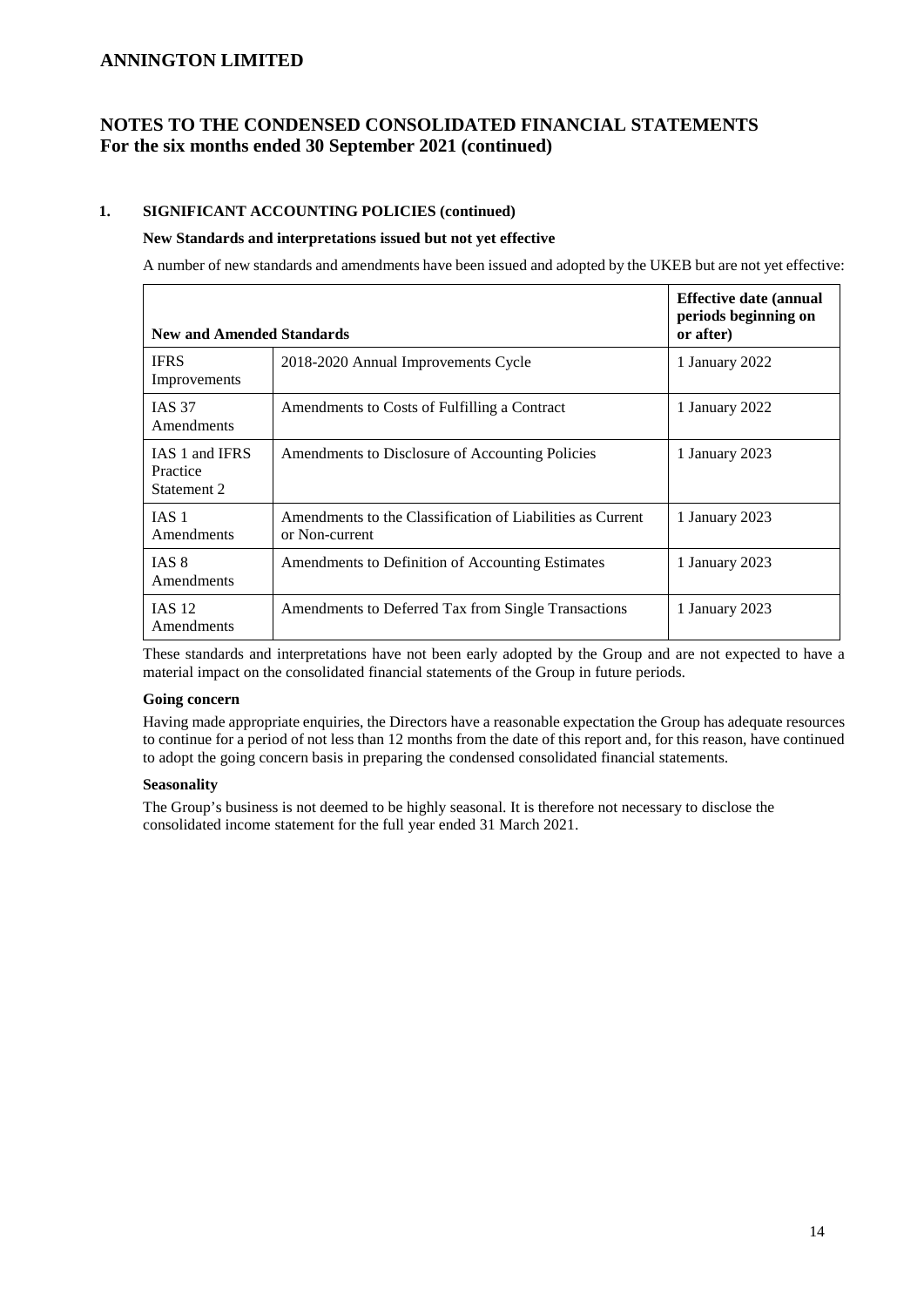# ANNINGTON LIMITED

## NOTES TO THE CONDENSED CONSOLIDATED FINANCIAL STATEMENTS For the six months ended 30 September 2021 (continued)

### 1. SIGNIFICANT ACCOUNTING POLICIES (continued)

**New Standards and interpretations issued but not yet effective**

A number of new standards and amendments have been issued and adopted by the UKEB but are not yet effective:

| New and Amended Standards | | Effective date (annual periods beginning on or after) |
|---|---|---|
| IFRS Improvements | 2018-2020 Annual Improvements Cycle | 1 January 2022 |
| IAS 37 Amendments | Amendments to Costs of Fulfilling a Contract | 1 January 2022 |
| IAS 1 and IFRS Practice Statement 2 | Amendments to Disclosure of Accounting Policies | 1 January 2023 |
| IAS 1 Amendments | Amendments to the Classification of Liabilities as Current or Non-current | 1 January 2023 |
| IAS 8 Amendments | Amendments to Definition of Accounting Estimates | 1 January 2023 |
| IAS 12 Amendments | Amendments to Deferred Tax from Single Transactions | 1 January 2023 |

These standards and interpretations have not been early adopted by the Group and are not expected to have a material impact on the consolidated financial statements of the Group in future periods.

**Going concern**

Having made appropriate enquiries, the Directors have a reasonable expectation the Group has adequate resources to continue for a period of not less than 12 months from the date of this report and, for this reason, have continued to adopt the going concern basis in preparing the condensed consolidated financial statements.

**Seasonality**

The Group's business is not deemed to be highly seasonal. It is therefore not necessary to disclose the consolidated income statement for the full year ended 31 March 2021.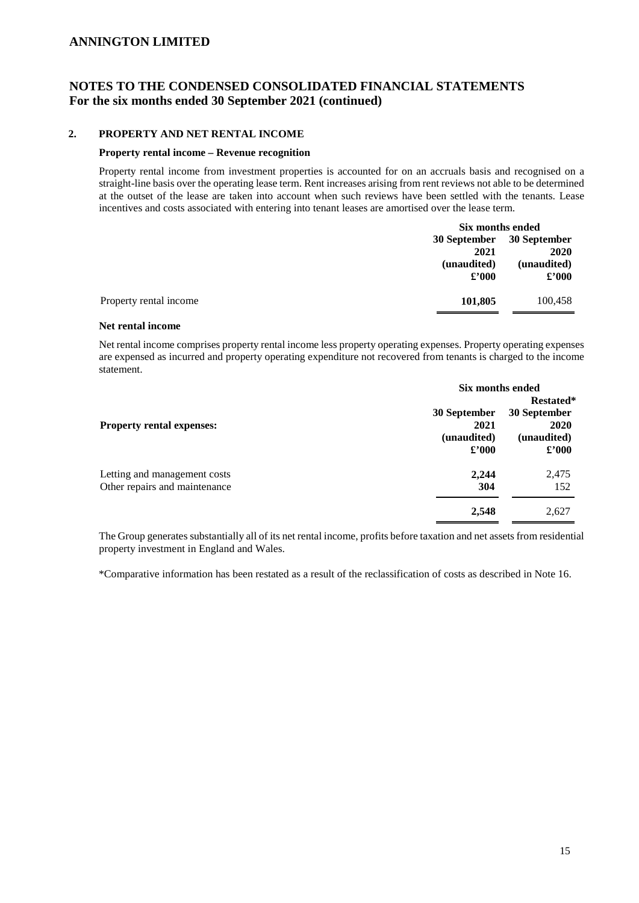# ANNINGTON LIMITED

## NOTES TO THE CONDENSED CONSOLIDATED FINANCIAL STATEMENTS
## For the six months ended 30 September 2021 (continued)

### 2. PROPERTY AND NET RENTAL INCOME

**Property rental income – Revenue recognition**

Property rental income from investment properties is accounted for on an accruals basis and recognised on a straight-line basis over the operating lease term. Rent increases arising from rent reviews not able to be determined at the outset of the lease are taken into account when such reviews have been settled with the tenants. Lease incentives and costs associated with entering into tenant leases are amortised over the lease term.

| | Six months ended | |
|---|---|---|
| | **30 September 2021 (unaudited) £'000** | **30 September 2020 (unaudited) £'000** |
| Property rental income | **101,805** | 100,458 |

**Net rental income**

Net rental income comprises property rental income less property operating expenses. Property operating expenses are expensed as incurred and property operating expenditure not recovered from tenants is charged to the income statement.

| | Six months ended | |
|---|---|---|
| | | **Restated*** |
| **Property rental expenses:** | **30 September 2021 (unaudited) £'000** | **30 September 2020 (unaudited) £'000** |
| Letting and management costs | **2,244** | 2,475 |
| Other repairs and maintenance | **304** | 152 |
| | **2,548** | 2,627 |

The Group generates substantially all of its net rental income, profits before taxation and net assets from residential property investment in England and Wales.

*Comparative information has been restated as a result of the reclassification of costs as described in Note 16.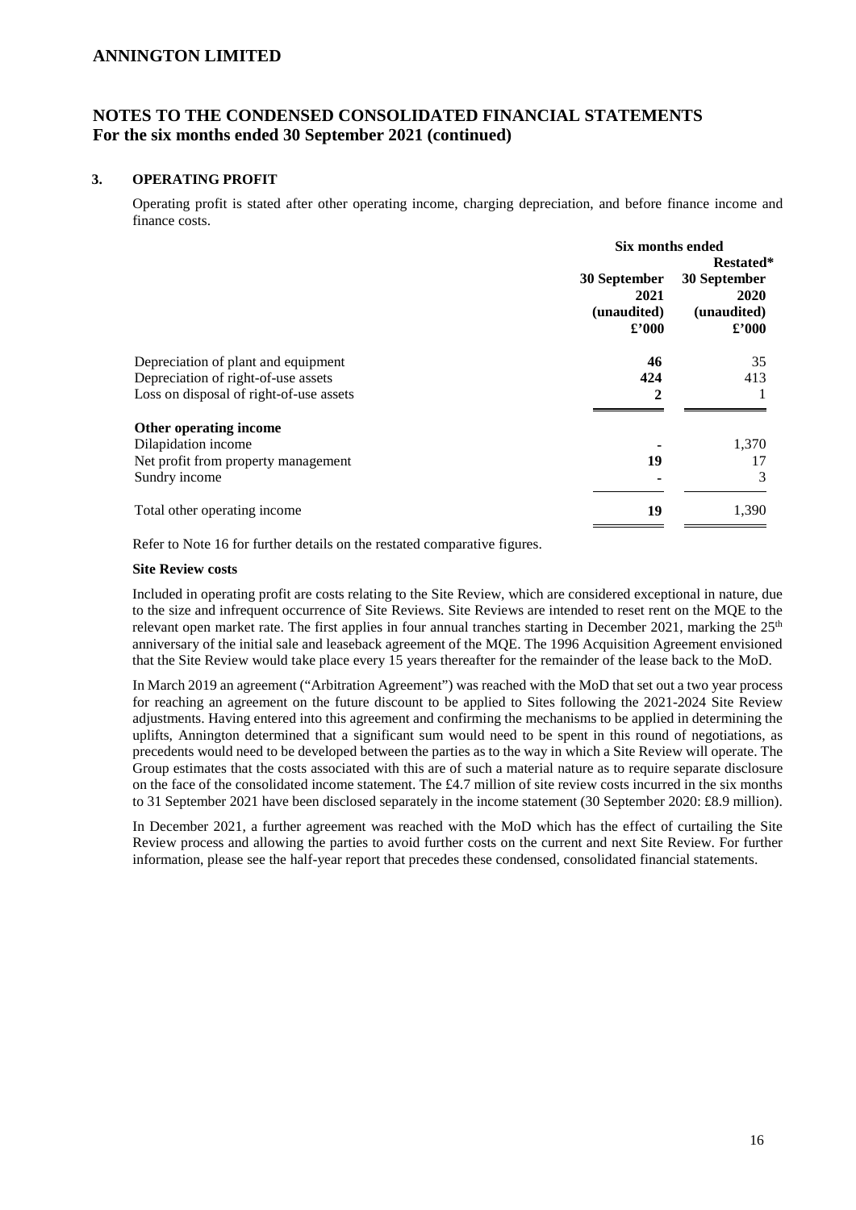## NOTES TO THE CONDENSED CONSOLIDATED FINANCIAL STATEMENTS
**For the six months ended 30 September 2021 (continued)**

### 3. OPERATING PROFIT

Operating profit is stated after other operating income, charging depreciation, and before finance income and finance costs.

| | Six months ended | |
|---|---|---|
| | | Restated* |
| | 30 September 2021 (unaudited) £'000 | 30 September 2020 (unaudited) £'000 |
| Depreciation of plant and equipment | **46** | 35 |
| Depreciation of right-of-use assets | **424** | 413 |
| Loss on disposal of right-of-use assets | **2** | 1 |
| **Other operating income** | | |
| Dilapidation income | **-** | 1,370 |
| Net profit from property management | **19** | 17 |
| Sundry income | **-** | 3 |
| Total other operating income | **19** | 1,390 |

Refer to Note 16 for further details on the restated comparative figures.

**Site Review costs**

Included in operating profit are costs relating to the Site Review, which are considered exceptional in nature, due to the size and infrequent occurrence of Site Reviews. Site Reviews are intended to reset rent on the MQE to the relevant open market rate. The first applies in four annual tranches starting in December 2021, marking the 25th anniversary of the initial sale and leaseback agreement of the MQE. The 1996 Acquisition Agreement envisioned that the Site Review would take place every 15 years thereafter for the remainder of the lease back to the MoD.

In March 2019 an agreement ("Arbitration Agreement") was reached with the MoD that set out a two year process for reaching an agreement on the future discount to be applied to Sites following the 2021-2024 Site Review adjustments. Having entered into this agreement and confirming the mechanisms to be applied in determining the uplifts, Annington determined that a significant sum would need to be spent in this round of negotiations, as precedents would need to be developed between the parties as to the way in which a Site Review will operate. The Group estimates that the costs associated with this are of such a material nature as to require separate disclosure on the face of the consolidated income statement. The £4.7 million of site review costs incurred in the six months to 31 September 2021 have been disclosed separately in the income statement (30 September 2020: £8.9 million).

In December 2021, a further agreement was reached with the MoD which has the effect of curtailing the Site Review process and allowing the parties to avoid further costs on the current and next Site Review. For further information, please see the half-year report that precedes these condensed, consolidated financial statements.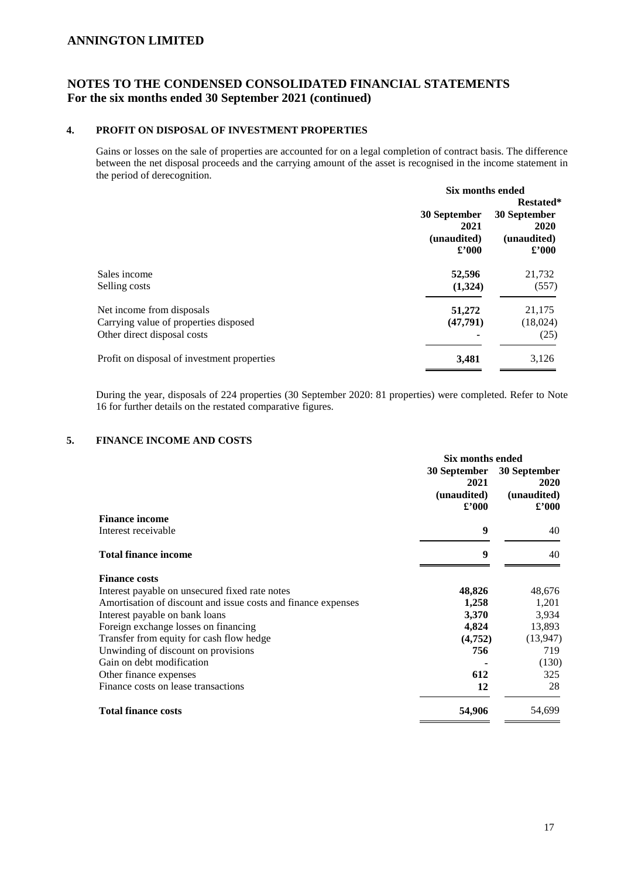# ANNINGTON LIMITED

## NOTES TO THE CONDENSED CONSOLIDATED FINANCIAL STATEMENTS
## For the six months ended 30 September 2021 (continued)

### 4. PROFIT ON DISPOSAL OF INVESTMENT PROPERTIES

Gains or losses on the sale of properties are accounted for on a legal completion of contract basis. The difference between the net disposal proceeds and the carrying amount of the asset is recognised in the income statement in the period of derecognition.

| | Six months ended | |
|---|---|---|
| | | Restated* |
| | 30 September 2021 (unaudited) £'000 | 30 September 2020 (unaudited) £'000 |
| Sales income | **52,596** | 21,732 |
| Selling costs | **(1,324)** | (557) |
| Net income from disposals | **51,272** | 21,175 |
| Carrying value of properties disposed | **(47,791)** | (18,024) |
| Other direct disposal costs | **-** | (25) |
| Profit on disposal of investment properties | **3,481** | 3,126 |

During the year, disposals of 224 properties (30 September 2020: 81 properties) were completed. Refer to Note 16 for further details on the restated comparative figures.

### 5. FINANCE INCOME AND COSTS

| | Six months ended | |
|---|---|---|
| | 30 September 2021 (unaudited) £'000 | 30 September 2020 (unaudited) £'000 |
| **Finance income** | | |
| Interest receivable | **9** | 40 |
| **Total finance income** | **9** | 40 |
| **Finance costs** | | |
| Interest payable on unsecured fixed rate notes | **48,826** | 48,676 |
| Amortisation of discount and issue costs and finance expenses | **1,258** | 1,201 |
| Interest payable on bank loans | **3,370** | 3,934 |
| Foreign exchange losses on financing | **4,824** | 13,893 |
| Transfer from equity for cash flow hedge | **(4,752)** | (13,947) |
| Unwinding of discount on provisions | **756** | 719 |
| Gain on debt modification | **-** | (130) |
| Other finance expenses | **612** | 325 |
| Finance costs on lease transactions | **12** | 28 |
| **Total finance costs** | **54,906** | 54,699 |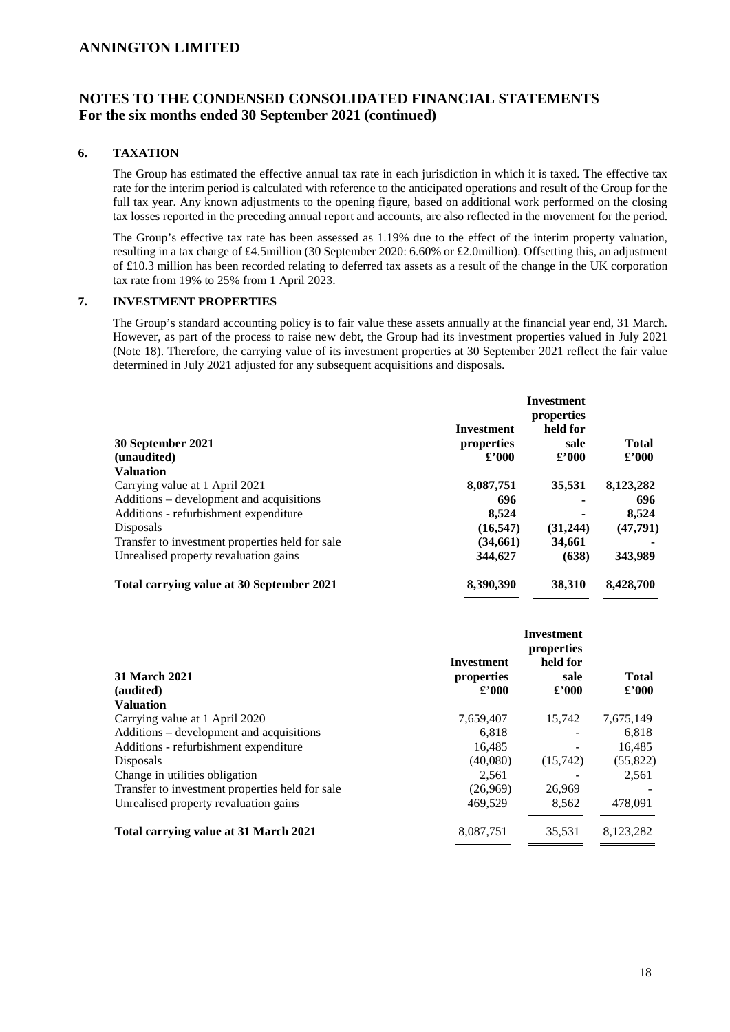## 6. TAXATION

The Group has estimated the effective annual tax rate in each jurisdiction in which it is taxed. The effective tax rate for the interim period is calculated with reference to the anticipated operations and result of the Group for the full tax year. Any known adjustments to the opening figure, based on additional work performed on the closing tax losses reported in the preceding annual report and accounts, are also reflected in the movement for the period.

The Group's effective tax rate has been assessed as 1.19% due to the effect of the interim property valuation, resulting in a tax charge of £4.5million (30 September 2020: 6.60% or £2.0million). Offsetting this, an adjustment of £10.3 million has been recorded relating to deferred tax assets as a result of the change in the UK corporation tax rate from 19% to 25% from 1 April 2023.

## 7. INVESTMENT PROPERTIES

The Group's standard accounting policy is to fair value these assets annually at the financial year end, 31 March. However, as part of the process to raise new debt, the Group had its investment properties valued in July 2021 (Note 18). Therefore, the carrying value of its investment properties at 30 September 2021 reflect the fair value determined in July 2021 adjusted for any subsequent acquisitions and disposals.

| **30 September 2021 (unaudited)** | **Investment properties £'000** | **Investment properties held for sale £'000** | **Total £'000** |
|---|---|---|---|
| **Valuation** | | | |
| Carrying value at 1 April 2021 | **8,087,751** | **35,531** | **8,123,282** |
| Additions – development and acquisitions | **696** | **-** | **696** |
| Additions - refurbishment expenditure | **8,524** | **-** | **8,524** |
| Disposals | **(16,547)** | **(31,244)** | **(47,791)** |
| Transfer to investment properties held for sale | **(34,661)** | **34,661** | **-** |
| Unrealised property revaluation gains | **344,627** | **(638)** | **343,989** |
| **Total carrying value at 30 September 2021** | **8,390,390** | **38,310** | **8,428,700** |

| **31 March 2021 (audited)** | **Investment properties £'000** | **Investment properties held for sale £'000** | **Total £'000** |
|---|---|---|---|
| **Valuation** | | | |
| Carrying value at 1 April 2020 | 7,659,407 | 15,742 | 7,675,149 |
| Additions – development and acquisitions | 6,818 | - | 6,818 |
| Additions - refurbishment expenditure | 16,485 | - | 16,485 |
| Disposals | (40,080) | (15,742) | (55,822) |
| Change in utilities obligation | 2,561 | - | 2,561 |
| Transfer to investment properties held for sale | (26,969) | 26,969 | - |
| Unrealised property revaluation gains | 469,529 | 8,562 | 478,091 |
| **Total carrying value at 31 March 2021** | 8,087,751 | 35,531 | 8,123,282 |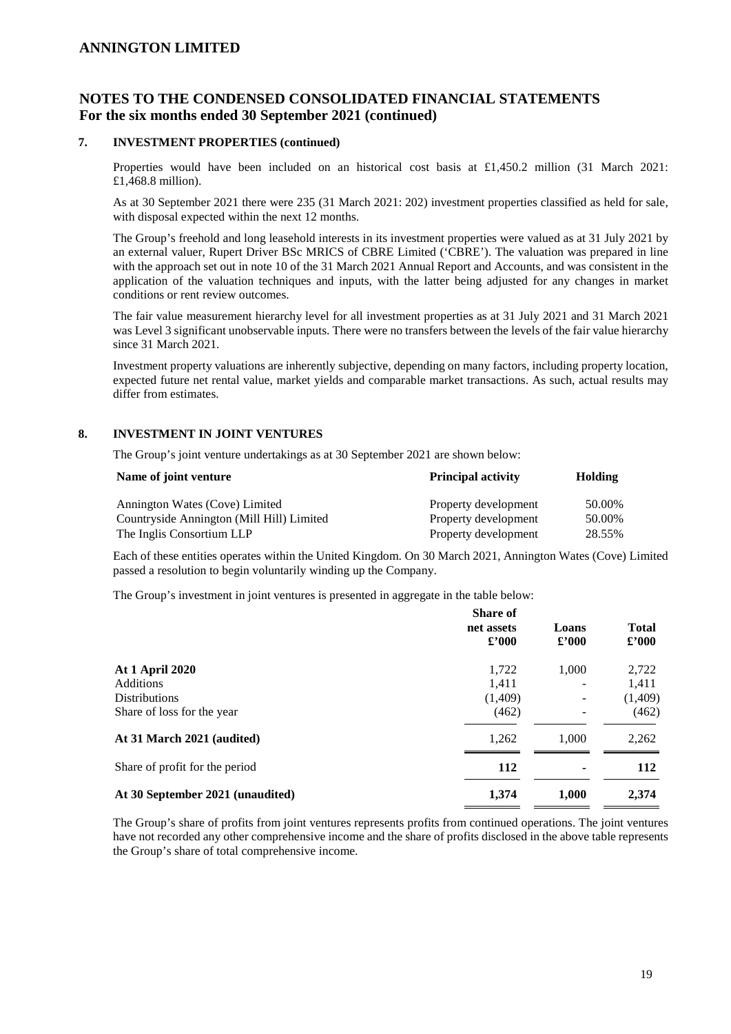## 7. INVESTMENT PROPERTIES (continued)

Properties would have been included on an historical cost basis at £1,450.2 million (31 March 2021: £1,468.8 million).

As at 30 September 2021 there were 235 (31 March 2021: 202) investment properties classified as held for sale, with disposal expected within the next 12 months.

The Group's freehold and long leasehold interests in its investment properties were valued as at 31 July 2021 by an external valuer, Rupert Driver BSc MRICS of CBRE Limited ('CBRE'). The valuation was prepared in line with the approach set out in note 10 of the 31 March 2021 Annual Report and Accounts, and was consistent in the application of the valuation techniques and inputs, with the latter being adjusted for any changes in market conditions or rent review outcomes.

The fair value measurement hierarchy level for all investment properties as at 31 July 2021 and 31 March 2021 was Level 3 significant unobservable inputs. There were no transfers between the levels of the fair value hierarchy since 31 March 2021.

Investment property valuations are inherently subjective, depending on many factors, including property location, expected future net rental value, market yields and comparable market transactions. As such, actual results may differ from estimates.

## 8. INVESTMENT IN JOINT VENTURES

The Group's joint venture undertakings as at 30 September 2021 are shown below:

| Name of joint venture | Principal activity | Holding |
|---|---|---|
| Annington Wates (Cove) Limited | Property development | 50.00% |
| Countryside Annington (Mill Hill) Limited | Property development | 50.00% |
| The Inglis Consortium LLP | Property development | 28.55% |

Each of these entities operates within the United Kingdom. On 30 March 2021, Annington Wates (Cove) Limited passed a resolution to begin voluntarily winding up the Company.

The Group's investment in joint ventures is presented in aggregate in the table below:

| | Share of net assets £'000 | Loans £'000 | Total £'000 |
|---|---|---|---|
| **At 1 April 2020** | 1,722 | 1,000 | 2,722 |
| Additions | 1,411 | - | 1,411 |
| Distributions | (1,409) | - | (1,409) |
| Share of loss for the year | (462) | - | (462) |
| **At 31 March 2021 (audited)** | 1,262 | 1,000 | 2,262 |
| Share of profit for the period | **112** | **-** | **112** |
| **At 30 September 2021 (unaudited)** | **1,374** | **1,000** | **2,374** |

The Group's share of profits from joint ventures represents profits from continued operations. The joint ventures have not recorded any other comprehensive income and the share of profits disclosed in the above table represents the Group's share of total comprehensive income.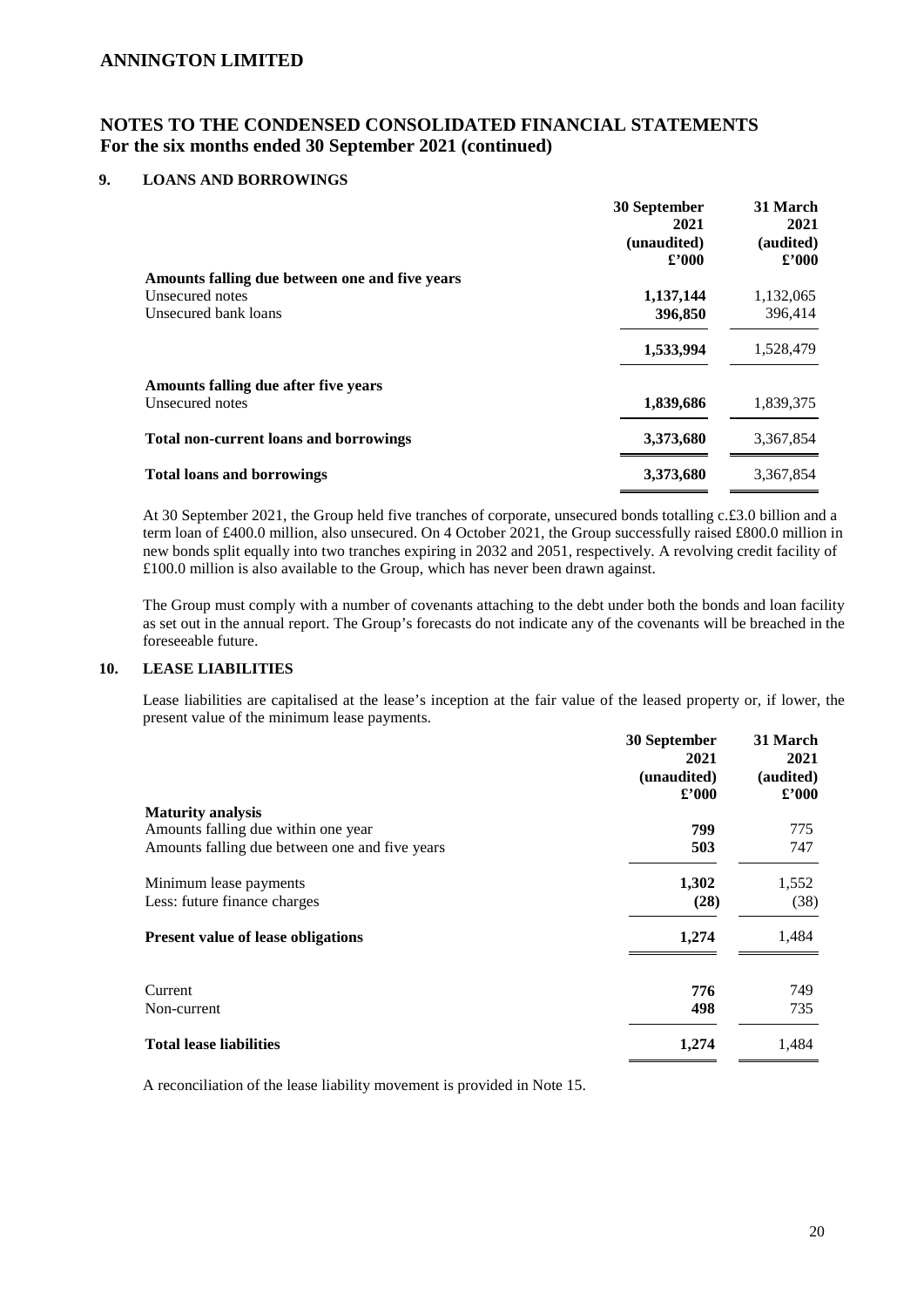# ANNINGTON LIMITED

## NOTES TO THE CONDENSED CONSOLIDATED FINANCIAL STATEMENTS
## For the six months ended 30 September 2021 (continued)

### 9. LOANS AND BORROWINGS

| | 30 September 2021 (unaudited) £'000 | 31 March 2021 (audited) £'000 |
|---|---|---|
| **Amounts falling due between one and five years** | | |
| Unsecured notes | **1,137,144** | 1,132,065 |
| Unsecured bank loans | **396,850** | 396,414 |
| | **1,533,994** | 1,528,479 |
| **Amounts falling due after five years** | | |
| Unsecured notes | **1,839,686** | 1,839,375 |
| **Total non-current loans and borrowings** | **3,373,680** | 3,367,854 |
| **Total loans and borrowings** | **3,373,680** | 3,367,854 |

At 30 September 2021, the Group held five tranches of corporate, unsecured bonds totalling c.£3.0 billion and a term loan of £400.0 million, also unsecured. On 4 October 2021, the Group successfully raised £800.0 million in new bonds split equally into two tranches expiring in 2032 and 2051, respectively. A revolving credit facility of £100.0 million is also available to the Group, which has never been drawn against.

The Group must comply with a number of covenants attaching to the debt under both the bonds and loan facility as set out in the annual report. The Group's forecasts do not indicate any of the covenants will be breached in the foreseeable future.

### 10. LEASE LIABILITIES

Lease liabilities are capitalised at the lease's inception at the fair value of the leased property or, if lower, the present value of the minimum lease payments.

| | 30 September 2021 (unaudited) £'000 | 31 March 2021 (audited) £'000 |
|---|---|---|
| **Maturity analysis** | | |
| Amounts falling due within one year | **799** | 775 |
| Amounts falling due between one and five years | **503** | 747 |
| Minimum lease payments | **1,302** | 1,552 |
| Less: future finance charges | **(28)** | (38) |
| **Present value of lease obligations** | **1,274** | 1,484 |
| Current | **776** | 749 |
| Non-current | **498** | 735 |
| **Total lease liabilities** | **1,274** | 1,484 |

A reconciliation of the lease liability movement is provided in Note 15.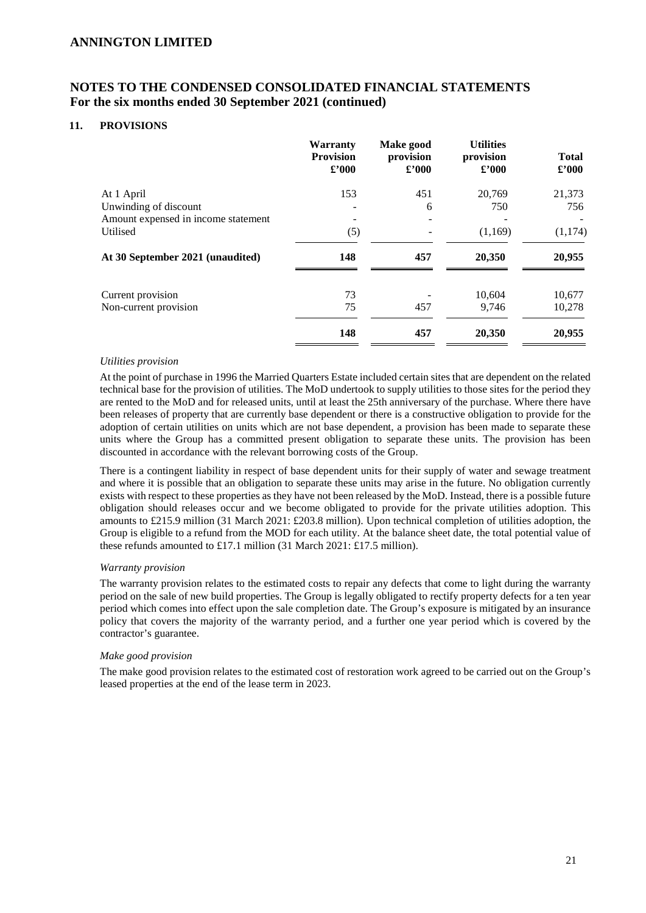# ANNINGTON LIMITED

## NOTES TO THE CONDENSED CONSOLIDATED FINANCIAL STATEMENTS
## For the six months ended 30 September 2021 (continued)

### 11. PROVISIONS

| | Warranty Provision £'000 | Make good provision £'000 | Utilities provision £'000 | Total £'000 |
|---|---|---|---|---|
| At 1 April | 153 | 451 | 20,769 | 21,373 |
| Unwinding of discount | - | 6 | 750 | 756 |
| Amount expensed in income statement | - | - | - | - |
| Utilised | (5) | - | (1,169) | (1,174) |
| **At 30 September 2021 (unaudited)** | **148** | **457** | **20,350** | **20,955** |
| Current provision | 73 | - | 10,604 | 10,677 |
| Non-current provision | 75 | 457 | 9,746 | 10,278 |
| | **148** | **457** | **20,350** | **20,955** |

*Utilities provision*

At the point of purchase in 1996 the Married Quarters Estate included certain sites that are dependent on the related technical base for the provision of utilities. The MoD undertook to supply utilities to those sites for the period they are rented to the MoD and for released units, until at least the 25th anniversary of the purchase. Where there have been releases of property that are currently base dependent or there is a constructive obligation to provide for the adoption of certain utilities on units which are not base dependent, a provision has been made to separate these units where the Group has a committed present obligation to separate these units. The provision has been discounted in accordance with the relevant borrowing costs of the Group.

There is a contingent liability in respect of base dependent units for their supply of water and sewage treatment and where it is possible that an obligation to separate these units may arise in the future. No obligation currently exists with respect to these properties as they have not been released by the MoD. Instead, there is a possible future obligation should releases occur and we become obligated to provide for the private utilities adoption. This amounts to £215.9 million (31 March 2021: £203.8 million). Upon technical completion of utilities adoption, the Group is eligible to a refund from the MOD for each utility. At the balance sheet date, the total potential value of these refunds amounted to £17.1 million (31 March 2021: £17.5 million).

*Warranty provision*

The warranty provision relates to the estimated costs to repair any defects that come to light during the warranty period on the sale of new build properties. The Group is legally obligated to rectify property defects for a ten year period which comes into effect upon the sale completion date. The Group's exposure is mitigated by an insurance policy that covers the majority of the warranty period, and a further one year period which is covered by the contractor's guarantee.

*Make good provision*

The make good provision relates to the estimated cost of restoration work agreed to be carried out on the Group's leased properties at the end of the lease term in 2023.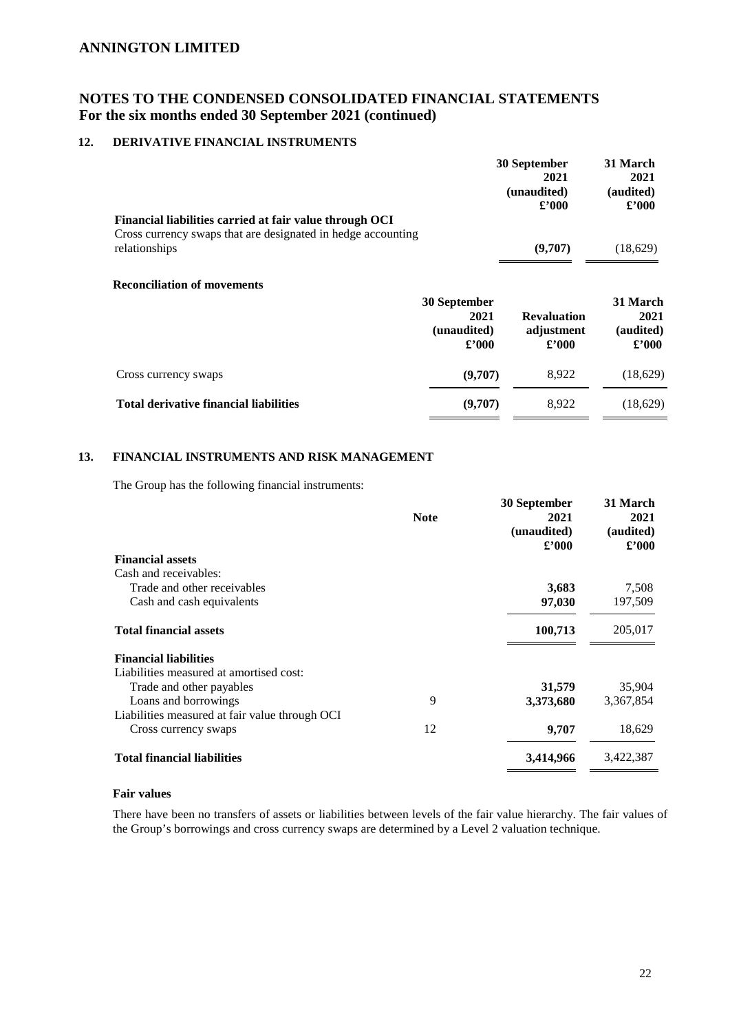# ANNINGTON LIMITED

## NOTES TO THE CONDENSED CONSOLIDATED FINANCIAL STATEMENTS
## For the six months ended 30 September 2021 (continued)

### 12. DERIVATIVE FINANCIAL INSTRUMENTS

| | 30 September 2021 (unaudited) £'000 | 31 March 2021 (audited) £'000 |
|---|---|---|
| **Financial liabilities carried at fair value through OCI** | | |
| Cross currency swaps that are designated in hedge accounting relationships | **(9,707)** | (18,629) |

**Reconciliation of movements**

| | 30 September 2021 (unaudited) £'000 | Revaluation adjustment £'000 | 31 March 2021 (audited) £'000 |
|---|---|---|---|
| Cross currency swaps | **(9,707)** | 8,922 | (18,629) |
| **Total derivative financial liabilities** | **(9,707)** | 8,922 | (18,629) |

### 13. FINANCIAL INSTRUMENTS AND RISK MANAGEMENT

The Group has the following financial instruments:

| | Note | 30 September 2021 (unaudited) £'000 | 31 March 2021 (audited) £'000 |
|---|---|---|---|
| **Financial assets** | | | |
| Cash and receivables: | | | |
| Trade and other receivables | | **3,683** | 7,508 |
| Cash and cash equivalents | | **97,030** | 197,509 |
| **Total financial assets** | | **100,713** | 205,017 |
| **Financial liabilities** | | | |
| Liabilities measured at amortised cost: | | | |
| Trade and other payables | | **31,579** | 35,904 |
| Loans and borrowings | 9 | **3,373,680** | 3,367,854 |
| Liabilities measured at fair value through OCI | | | |
| Cross currency swaps | 12 | **9,707** | 18,629 |
| **Total financial liabilities** | | **3,414,966** | 3,422,387 |

**Fair values**

There have been no transfers of assets or liabilities between levels of the fair value hierarchy. The fair values of the Group's borrowings and cross currency swaps are determined by a Level 2 valuation technique.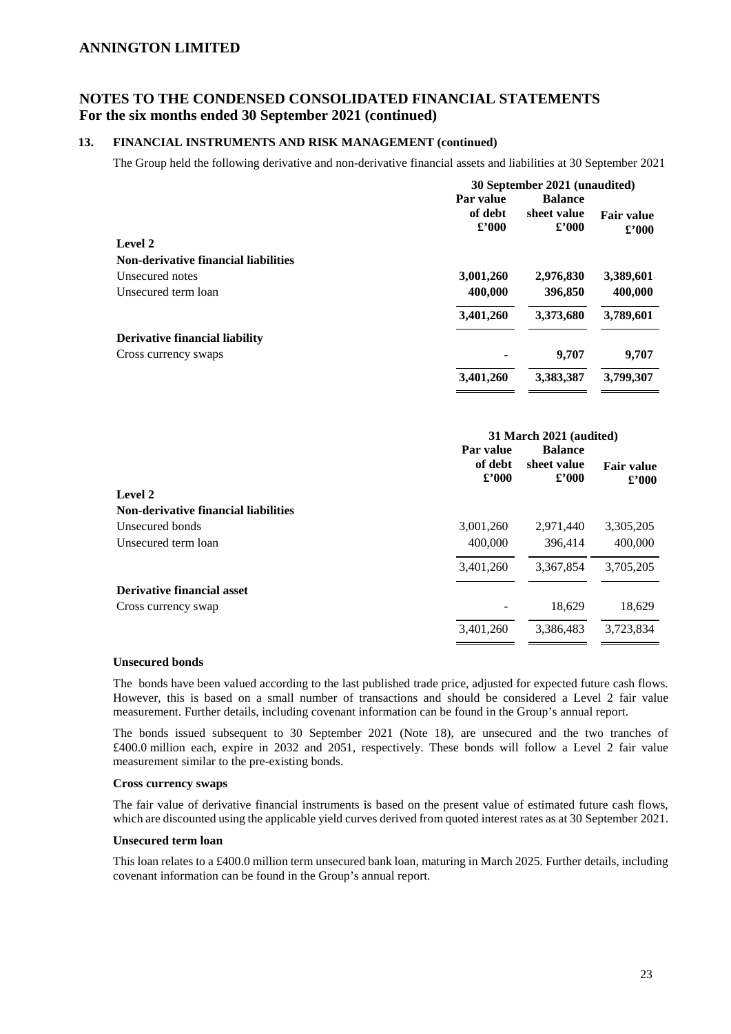## 13. FINANCIAL INSTRUMENTS AND RISK MANAGEMENT (continued)

The Group held the following derivative and non-derivative financial assets and liabilities at 30 September 2021

| | 30 September 2021 (unaudited) | | |
|---|---|---|---|
| | **Par value of debt £'000** | **Balance sheet value £'000** | **Fair value £'000** |
| **Level 2** | | | |
| **Non-derivative financial liabilities** | | | |
| Unsecured notes | **3,001,260** | **2,976,830** | **3,389,601** |
| Unsecured term loan | **400,000** | **396,850** | **400,000** |
| | **3,401,260** | **3,373,680** | **3,789,601** |
| **Derivative financial liability** | | | |
| Cross currency swaps | **-** | **9,707** | **9,707** |
| | **3,401,260** | **3,383,387** | **3,799,307** |

| | 31 March 2021 (audited) | | |
|---|---|---|---|
| | **Par value of debt £'000** | **Balance sheet value £'000** | **Fair value £'000** |
| **Level 2** | | | |
| **Non-derivative financial liabilities** | | | |
| Unsecured bonds | 3,001,260 | 2,971,440 | 3,305,205 |
| Unsecured term loan | 400,000 | 396,414 | 400,000 |
| | 3,401,260 | 3,367,854 | 3,705,205 |
| **Derivative financial asset** | | | |
| Cross currency swap | - | 18,629 | 18,629 |
| | 3,401,260 | 3,386,483 | 3,723,834 |

**Unsecured bonds**

The bonds have been valued according to the last published trade price, adjusted for expected future cash flows. However, this is based on a small number of transactions and should be considered a Level 2 fair value measurement. Further details, including covenant information can be found in the Group's annual report.

The bonds issued subsequent to 30 September 2021 (Note 18), are unsecured and the two tranches of £400.0 million each, expire in 2032 and 2051, respectively. These bonds will follow a Level 2 fair value measurement similar to the pre-existing bonds.

**Cross currency swaps**

The fair value of derivative financial instruments is based on the present value of estimated future cash flows, which are discounted using the applicable yield curves derived from quoted interest rates as at 30 September 2021.

**Unsecured term loan**

This loan relates to a £400.0 million term unsecured bank loan, maturing in March 2025. Further details, including covenant information can be found in the Group's annual report.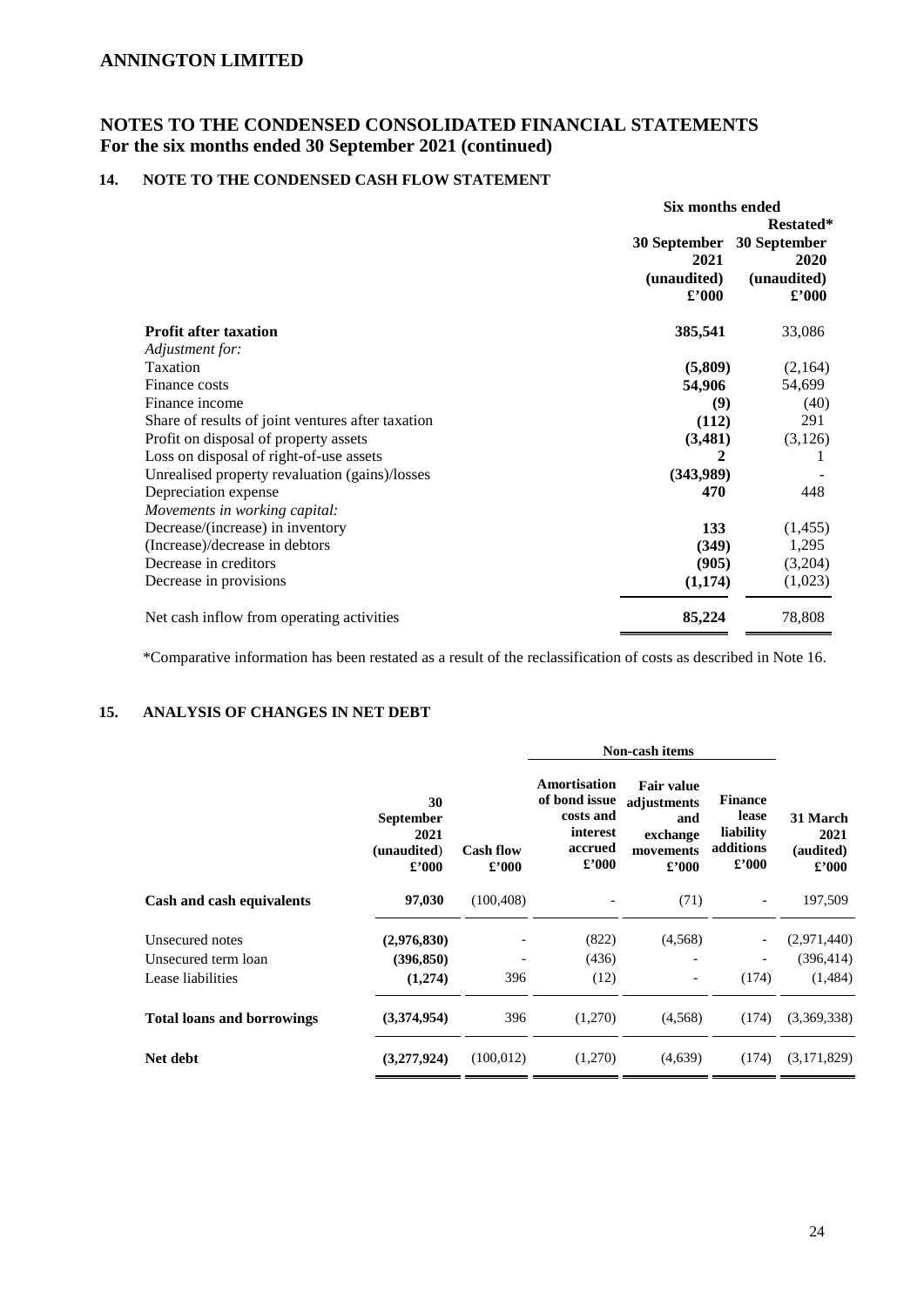# ANNINGTON LIMITED

## NOTES TO THE CONDENSED CONSOLIDATED FINANCIAL STATEMENTS
## For the six months ended 30 September 2021 (continued)

### 14. NOTE TO THE CONDENSED CASH FLOW STATEMENT

| | Six months ended | |
|---|---|---|
| | | Restated* |
| | 30 September 2021 (unaudited) £'000 | 30 September 2020 (unaudited) £'000 |
| **Profit after taxation** | **385,541** | 33,086 |
| *Adjustment for:* | | |
| Taxation | **(5,809)** | (2,164) |
| Finance costs | **54,906** | 54,699 |
| Finance income | **(9)** | (40) |
| Share of results of joint ventures after taxation | **(112)** | 291 |
| Profit on disposal of property assets | **(3,481)** | (3,126) |
| Loss on disposal of right-of-use assets | **2** | 1 |
| Unrealised property revaluation (gains)/losses | **(343,989)** | - |
| Depreciation expense | **470** | 448 |
| *Movements in working capital:* | | |
| Decrease/(increase) in inventory | **133** | (1,455) |
| (Increase)/decrease in debtors | **(349)** | 1,295 |
| Decrease in creditors | **(905)** | (3,204) |
| Decrease in provisions | **(1,174)** | (1,023) |
| Net cash inflow from operating activities | **85,224** | 78,808 |

*Comparative information has been restated as a result of the reclassification of costs as described in Note 16.

### 15. ANALYSIS OF CHANGES IN NET DEBT

| | | | Non-cash items | | | |
|---|---|---|---|---|---|---|
| | 30 September 2021 (unaudited) £'000 | Cash flow £'000 | Amortisation of bond issue costs and interest accrued £'000 | Fair value adjustments and exchange movements £'000 | Finance lease liability additions £'000 | 31 March 2021 (audited) £'000 |
| **Cash and cash equivalents** | **97,030** | (100,408) | - | (71) | - | 197,509 |
| Unsecured notes | **(2,976,830)** | - | (822) | (4,568) | - | (2,971,440) |
| Unsecured term loan | **(396,850)** | - | (436) | - | - | (396,414) |
| Lease liabilities | **(1,274)** | 396 | (12) | - | (174) | (1,484) |
| **Total loans and borrowings** | **(3,374,954)** | 396 | (1,270) | (4,568) | (174) | (3,369,338) |
| **Net debt** | **(3,277,924)** | (100,012) | (1,270) | (4,639) | (174) | (3,171,829) |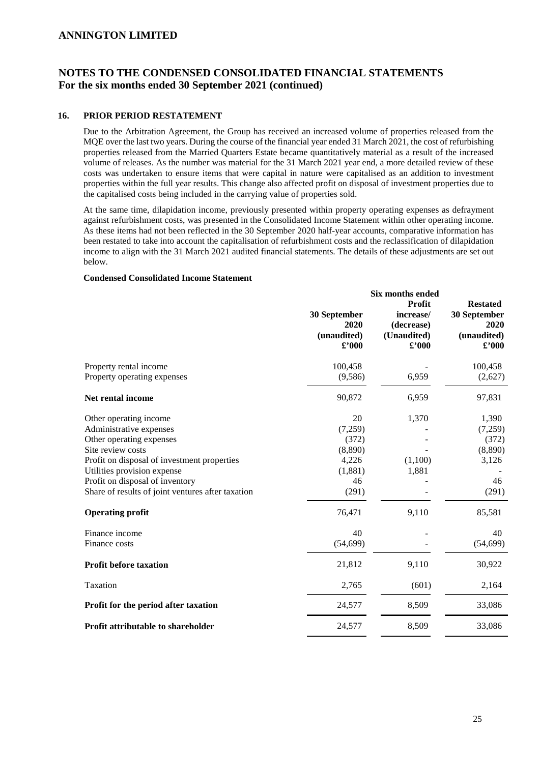# ANNINGTON LIMITED

## NOTES TO THE CONDENSED CONSOLIDATED FINANCIAL STATEMENTS
## For the six months ended 30 September 2021 (continued)

### 16. PRIOR PERIOD RESTATEMENT

Due to the Arbitration Agreement, the Group has received an increased volume of properties released from the MQE over the last two years. During the course of the financial year ended 31 March 2021, the cost of refurbishing properties released from the Married Quarters Estate became quantitatively material as a result of the increased volume of releases. As the number was material for the 31 March 2021 year end, a more detailed review of these costs was undertaken to ensure items that were capital in nature were capitalised as an addition to investment properties within the full year results. This change also affected profit on disposal of investment properties due to the capitalised costs being included in the carrying value of properties sold.

At the same time, dilapidation income, previously presented within property operating expenses as defrayment against refurbishment costs, was presented in the Consolidated Income Statement within other operating income. As these items had not been reflected in the 30 September 2020 half-year accounts, comparative information has been restated to take into account the capitalisation of refurbishment costs and the reclassification of dilapidation income to align with the 31 March 2021 audited financial statements. The details of these adjustments are set out below.

**Condensed Consolidated Income Statement**

| | Six months ended | | |
|---|---|---|---|
| | 30 September 2020 (unaudited) £'000 | Profit increase/ (decrease) (Unaudited) £'000 | Restated 30 September 2020 (unaudited) £'000 |
| Property rental income | 100,458 | - | 100,458 |
| Property operating expenses | (9,586) | 6,959 | (2,627) |
| **Net rental income** | 90,872 | 6,959 | 97,831 |
| Other operating income | 20 | 1,370 | 1,390 |
| Administrative expenses | (7,259) | - | (7,259) |
| Other operating expenses | (372) | - | (372) |
| Site review costs | (8,890) | - | (8,890) |
| Profit on disposal of investment properties | 4,226 | (1,100) | 3,126 |
| Utilities provision expense | (1,881) | 1,881 | - |
| Profit on disposal of inventory | 46 | - | 46 |
| Share of results of joint ventures after taxation | (291) | - | (291) |
| **Operating profit** | 76,471 | 9,110 | 85,581 |
| Finance income | 40 | - | 40 |
| Finance costs | (54,699) | - | (54,699) |
| **Profit before taxation** | 21,812 | 9,110 | 30,922 |
| Taxation | 2,765 | (601) | 2,164 |
| **Profit for the period after taxation** | 24,577 | 8,509 | 33,086 |
| **Profit attributable to shareholder** | 24,577 | 8,509 | 33,086 |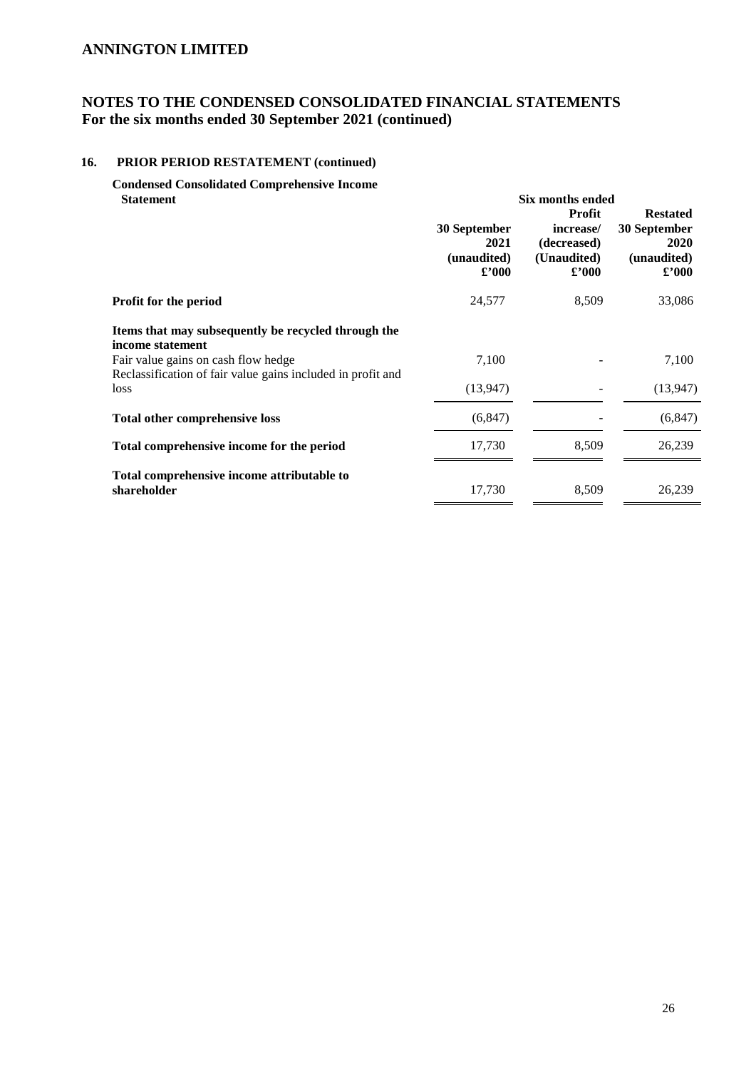## ANNINGTON LIMITED

## NOTES TO THE CONDENSED CONSOLIDATED FINANCIAL STATEMENTS
**For the six months ended 30 September 2021 (continued)**

### 16. PRIOR PERIOD RESTATEMENT (continued)

| Condensed Consolidated Comprehensive Income Statement | Six months ended | | |
|---|---|---|---|
| | 30 September 2021 (unaudited) £'000 | Profit increase/ (decreased) (Unaudited) £'000 | Restated 30 September 2020 (unaudited) £'000 |
| **Profit for the period** | 24,577 | 8,509 | 33,086 |
| **Items that may subsequently be recycled through the income statement** | | | |
| Fair value gains on cash flow hedge | 7,100 | - | 7,100 |
| Reclassification of fair value gains included in profit and loss | (13,947) | - | (13,947) |
| **Total other comprehensive loss** | (6,847) | - | (6,847) |
| **Total comprehensive income for the period** | 17,730 | 8,509 | 26,239 |
| **Total comprehensive income attributable to shareholder** | 17,730 | 8,509 | 26,239 |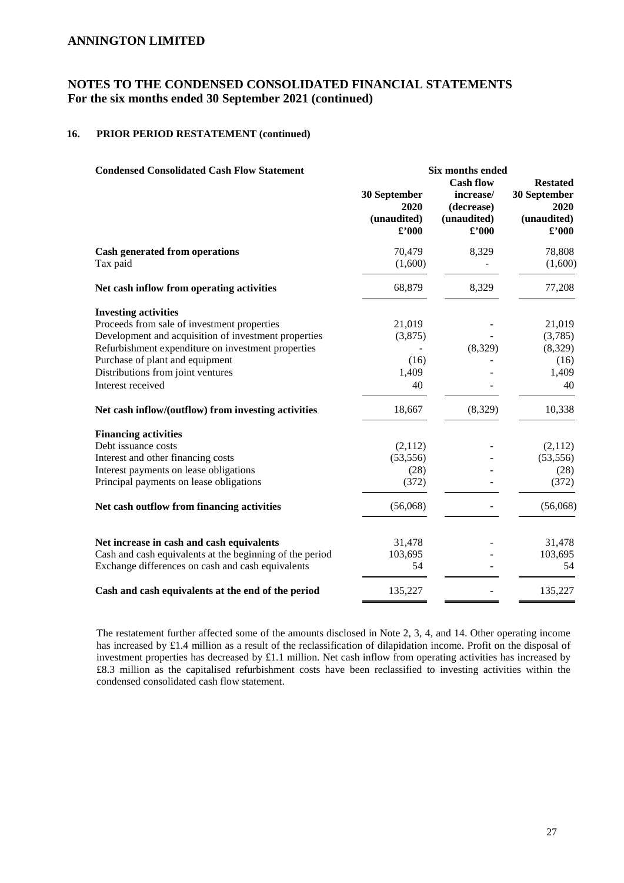## ANNINGTON LIMITED

## NOTES TO THE CONDENSED CONSOLIDATED FINANCIAL STATEMENTS
**For the six months ended 30 September 2021 (continued)**

### 16. PRIOR PERIOD RESTATEMENT (continued)

| **Condensed Consolidated Cash Flow Statement** | **Six months ended** | | |
|---|---|---|---|
| | **30 September 2020 (unaudited) £'000** | **Cash flow increase/ (decrease) (unaudited) £'000** | **Restated 30 September 2020 (unaudited) £'000** |
| **Cash generated from operations** | 70,479 | 8,329 | 78,808 |
| Tax paid | (1,600) | - | (1,600) |
| **Net cash inflow from operating activities** | 68,879 | 8,329 | 77,208 |
| **Investing activities** | | | |
| Proceeds from sale of investment properties | 21,019 | - | 21,019 |
| Development and acquisition of investment properties | (3,875) | - | (3,785) |
| Refurbishment expenditure on investment properties | - | (8,329) | (8,329) |
| Purchase of plant and equipment | (16) | - | (16) |
| Distributions from joint ventures | 1,409 | - | 1,409 |
| Interest received | 40 | - | 40 |
| **Net cash inflow/(outflow) from investing activities** | 18,667 | (8,329) | 10,338 |
| **Financing activities** | | | |
| Debt issuance costs | (2,112) | - | (2,112) |
| Interest and other financing costs | (53,556) | - | (53,556) |
| Interest payments on lease obligations | (28) | - | (28) |
| Principal payments on lease obligations | (372) | - | (372) |
| **Net cash outflow from financing activities** | (56,068) | - | (56,068) |
| **Net increase in cash and cash equivalents** | 31,478 | - | 31,478 |
| Cash and cash equivalents at the beginning of the period | 103,695 | - | 103,695 |
| Exchange differences on cash and cash equivalents | 54 | - | 54 |
| **Cash and cash equivalents at the end of the period** | 135,227 | - | 135,227 |

The restatement further affected some of the amounts disclosed in Note 2, 3, 4, and 14. Other operating income has increased by £1.4 million as a result of the reclassification of dilapidation income. Profit on the disposal of investment properties has decreased by £1.1 million. Net cash inflow from operating activities has increased by £8.3 million as the capitalised refurbishment costs have been reclassified to investing activities within the condensed consolidated cash flow statement.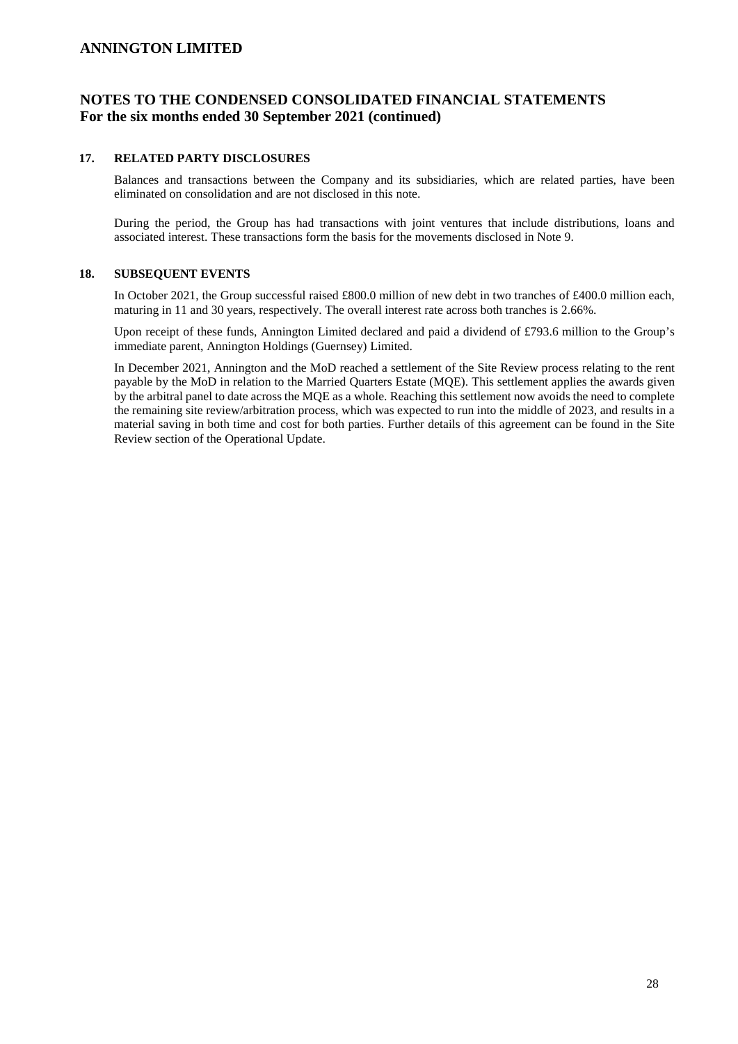## 17. RELATED PARTY DISCLOSURES

Balances and transactions between the Company and its subsidiaries, which are related parties, have been eliminated on consolidation and are not disclosed in this note.

During the period, the Group has had transactions with joint ventures that include distributions, loans and associated interest. These transactions form the basis for the movements disclosed in Note 9.

## 18. SUBSEQUENT EVENTS

In October 2021, the Group successful raised £800.0 million of new debt in two tranches of £400.0 million each, maturing in 11 and 30 years, respectively. The overall interest rate across both tranches is 2.66%.

Upon receipt of these funds, Annington Limited declared and paid a dividend of £793.6 million to the Group's immediate parent, Annington Holdings (Guernsey) Limited.

In December 2021, Annington and the MoD reached a settlement of the Site Review process relating to the rent payable by the MoD in relation to the Married Quarters Estate (MQE). This settlement applies the awards given by the arbitral panel to date across the MQE as a whole. Reaching this settlement now avoids the need to complete the remaining site review/arbitration process, which was expected to run into the middle of 2023, and results in a material saving in both time and cost for both parties. Further details of this agreement can be found in the Site Review section of the Operational Update.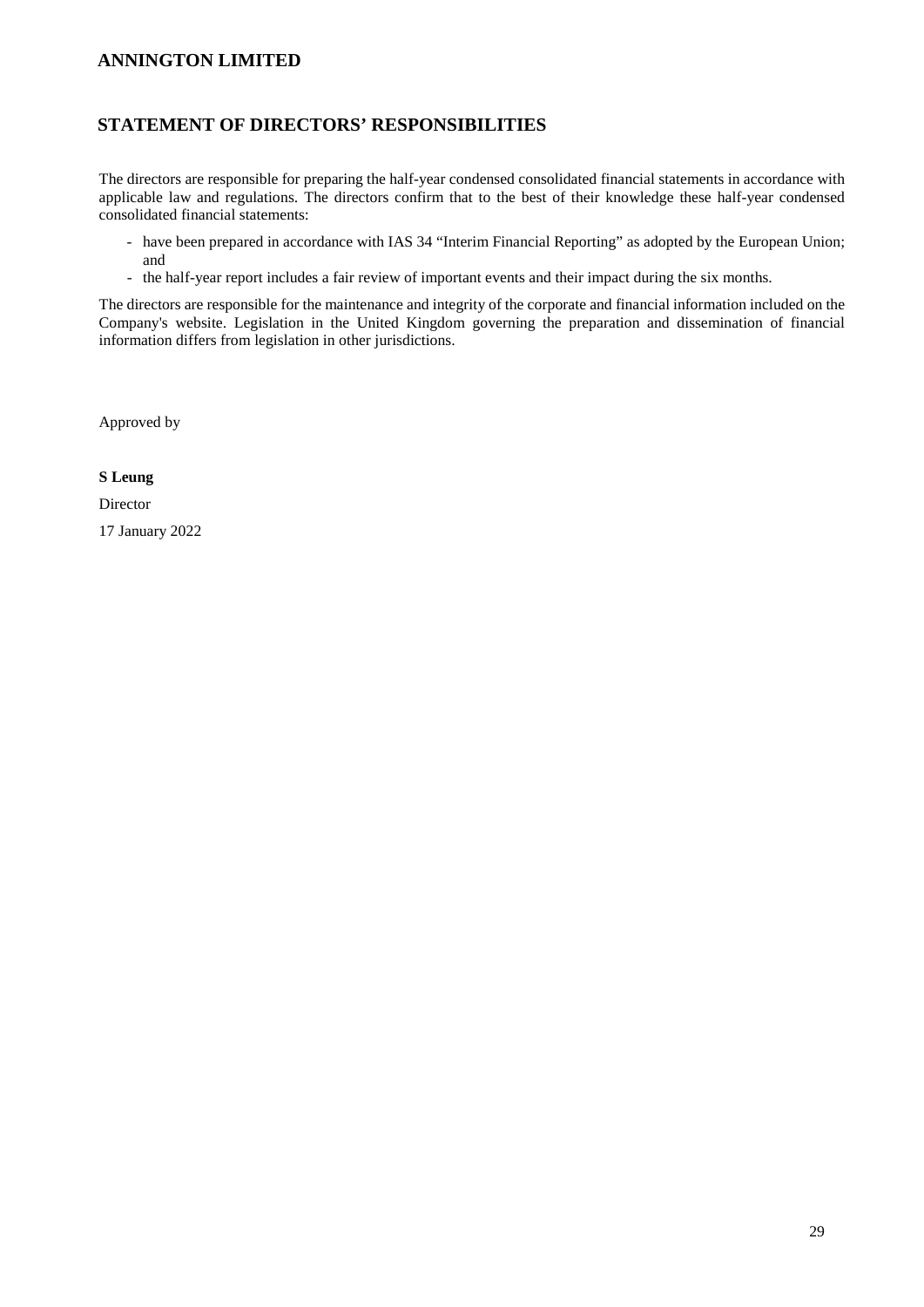# ANNINGTON LIMITED

## STATEMENT OF DIRECTORS' RESPONSIBILITIES

The directors are responsible for preparing the half-year condensed consolidated financial statements in accordance with applicable law and regulations. The directors confirm that to the best of their knowledge these half-year condensed consolidated financial statements:

- have been prepared in accordance with IAS 34 "Interim Financial Reporting" as adopted by the European Union; and
- the half-year report includes a fair review of important events and their impact during the six months.

The directors are responsible for the maintenance and integrity of the corporate and financial information included on the Company's website. Legislation in the United Kingdom governing the preparation and dissemination of financial information differs from legislation in other jurisdictions.

Approved by

**S Leung**

Director

17 January 2022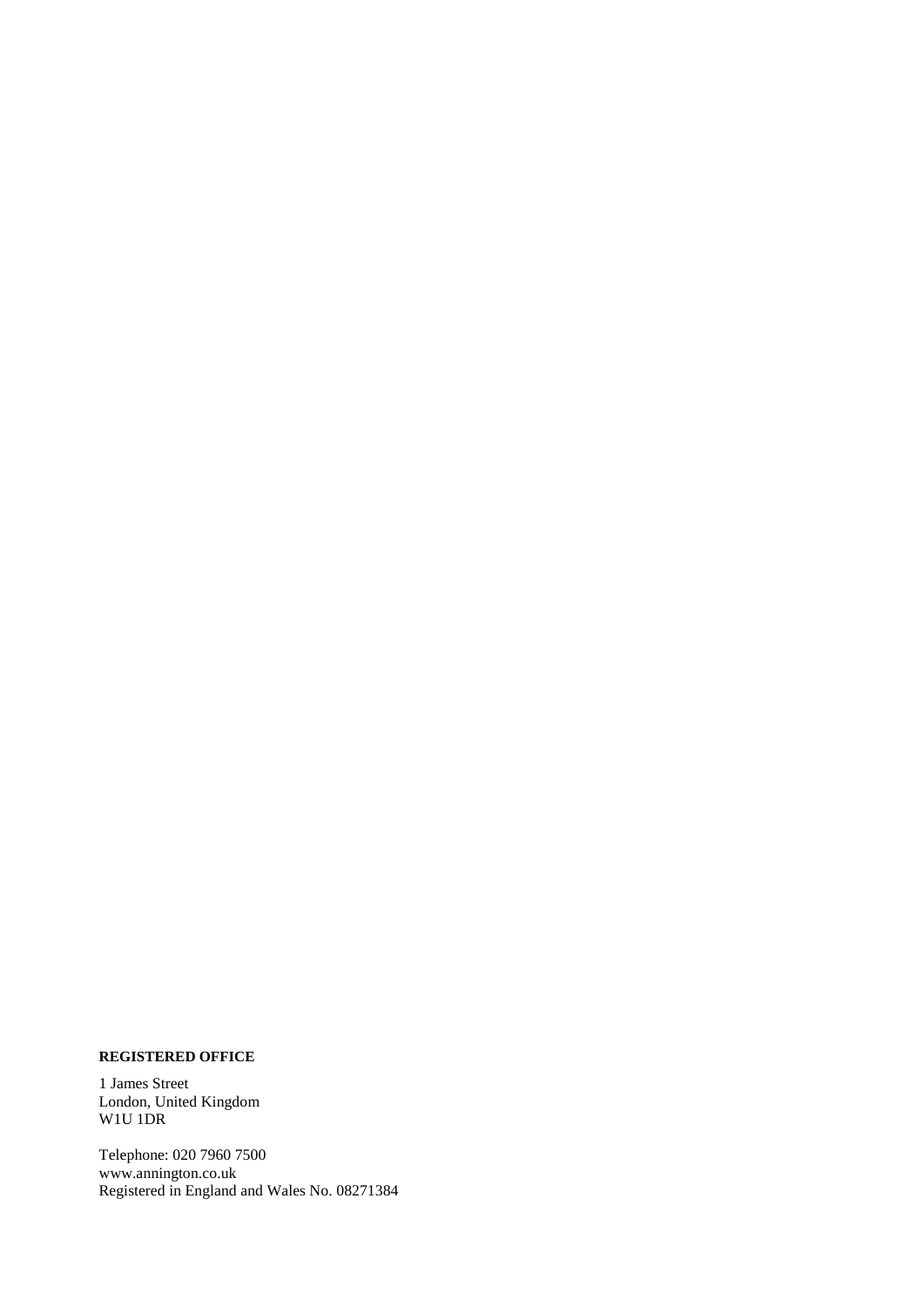**REGISTERED OFFICE**

1 James Street
London, United Kingdom
W1U 1DR

Telephone: 020 7960 7500
www.annington.co.uk
Registered in England and Wales No. 08271384